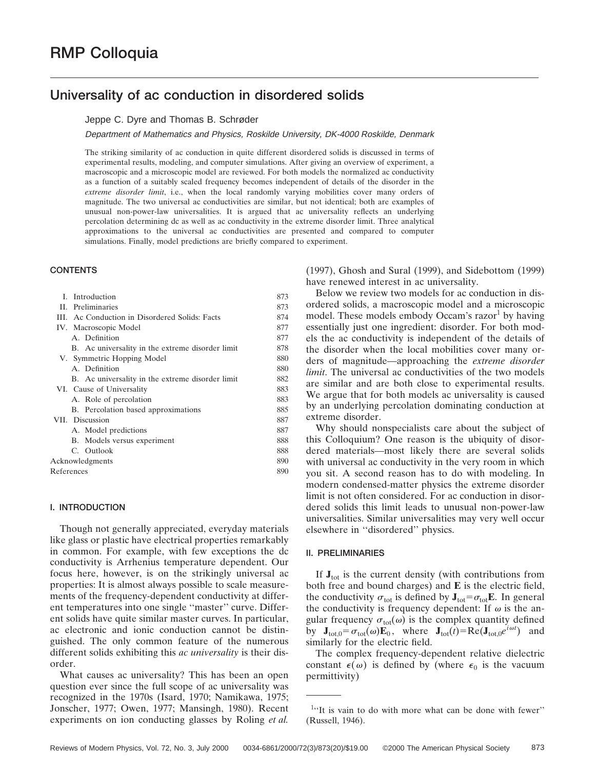RMP Colloquia

# Universality of ac conduction in disordered solids

Jeppe C. Dyre and Thomas B. Schrøder

*Department of Mathematics and Physics, Roskilde University, DK-4000 Roskilde, Denmark*

The striking similarity of ac conduction in quite different disordered solids is discussed in terms of experimental results, modeling, and computer simulations. After giving an overview of experiment, a macroscopic and a microscopic model are reviewed. For both models the normalized ac conductivity as a function of a suitably scaled frequency becomes independent of details of the disorder in the *extreme disorder limit*, i.e., when the local randomly varying mobilities cover many orders of magnitude. The two universal ac conductivities are similar, but not identical; both are examples of unusual non-power-law universalities. It is argued that ac universality reflects an underlying percolation determining dc as well as ac conductivity in the extreme disorder limit. Three analytical approximations to the universal ac conductivities are presented and compared to computer simulations. Finally, model predictions are briefly compared to experiment.

## CONTENTS

| | |
|---|---|
| I. Introduction | 873 |
| II. Preliminaries | 873 |
| III. Ac Conduction in Disordered Solids: Facts | 874 |
| IV. Macroscopic Model | 877 |
| A. Definition | 877 |
| B. Ac universality in the extreme disorder limit | 878 |
| V. Symmetric Hopping Model | 880 |
| A. Definition | 880 |
| B. Ac universality in the extreme disorder limit | 882 |
| VI. Cause of Universality | 883 |
| A. Role of percolation | 883 |
| B. Percolation based approximations | 885 |
| VII. Discussion | 887 |
| A. Model predictions | 887 |
| B. Models versus experiment | 888 |
| C. Outlook | 888 |
| Acknowledgments | 890 |
| References | 890 |

## I. INTRODUCTION

Though not generally appreciated, everyday materials like glass or plastic have electrical properties remarkably in common. For example, with few exceptions the dc conductivity is Arrhenius temperature dependent. Our focus here, however, is on the strikingly universal ac properties: It is almost always possible to scale measurements of the frequency-dependent conductivity at different temperatures into one single "master" curve. Different solids have quite similar master curves. In particular, ac electronic and ionic conduction cannot be distinguished. The only common feature of the numerous different solids exhibiting this *ac universality* is their disorder.

What causes ac universality? This has been an open question ever since the full scope of ac universality was recognized in the 1970s (Isard, 1970; Namikawa, 1975; Jonscher, 1977; Owen, 1977; Mansingh, 1980). Recent experiments on ion conducting glasses by Roling *et al.* (1997), Ghosh and Sural (1999), and Sidebottom (1999) have renewed interest in ac universality.

Below we review two models for ac conduction in disordered solids, a macroscopic model and a microscopic model. These models embody Occam's razor[1] by having essentially just one ingredient: disorder. For both models the ac conductivity is independent of the details of the disorder when the local mobilities cover many orders of magnitude—approaching the *extreme disorder limit*. The universal ac conductivities of the two models are similar and are both close to experimental results. We argue that for both models ac universality is caused by an underlying percolation dominating conduction at extreme disorder.

Why should nonspecialists care about the subject of this Colloquium? One reason is the ubiquity of disordered materials—most likely there are several solids with universal ac conductivity in the very room in which you sit. A second reason has to do with modeling. In modern condensed-matter physics the extreme disorder limit is not often considered. For ac conduction in disordered solids this limit leads to unusual non-power-law universalities. Similar universalities may very well occur elsewhere in "disordered" physics.

## II. PRELIMINARIES

If $\mathbf{J}_{\rm tot}$ is the current density (with contributions from both free and bound charges) and $\mathbf{E}$ is the electric field, the conductivity $\sigma_{\rm tot}$ is defined by $\mathbf{J}_{\rm tot}=\sigma_{\rm tot}\mathbf{E}$. In general the conductivity is frequency dependent: If $\omega$ is the angular frequency $\sigma_{\rm tot}(\omega)$ is the complex quantity defined by $\mathbf{J}_{{\rm tot},0}=\sigma_{\rm tot}(\omega)\mathbf{E}_0$, where $\mathbf{J}_{\rm tot}(t)={\rm Re}(\mathbf{J}_{{\rm tot},0}e^{i\omega t})$ and similarly for the electric field.

The complex frequency-dependent relative dielectric constant $\epsilon(\omega)$ is defined by (where $\epsilon_0$ is the vacuum permittivity)

[1] "It is vain to do with more what can be done with fewer" (Russell, 1946).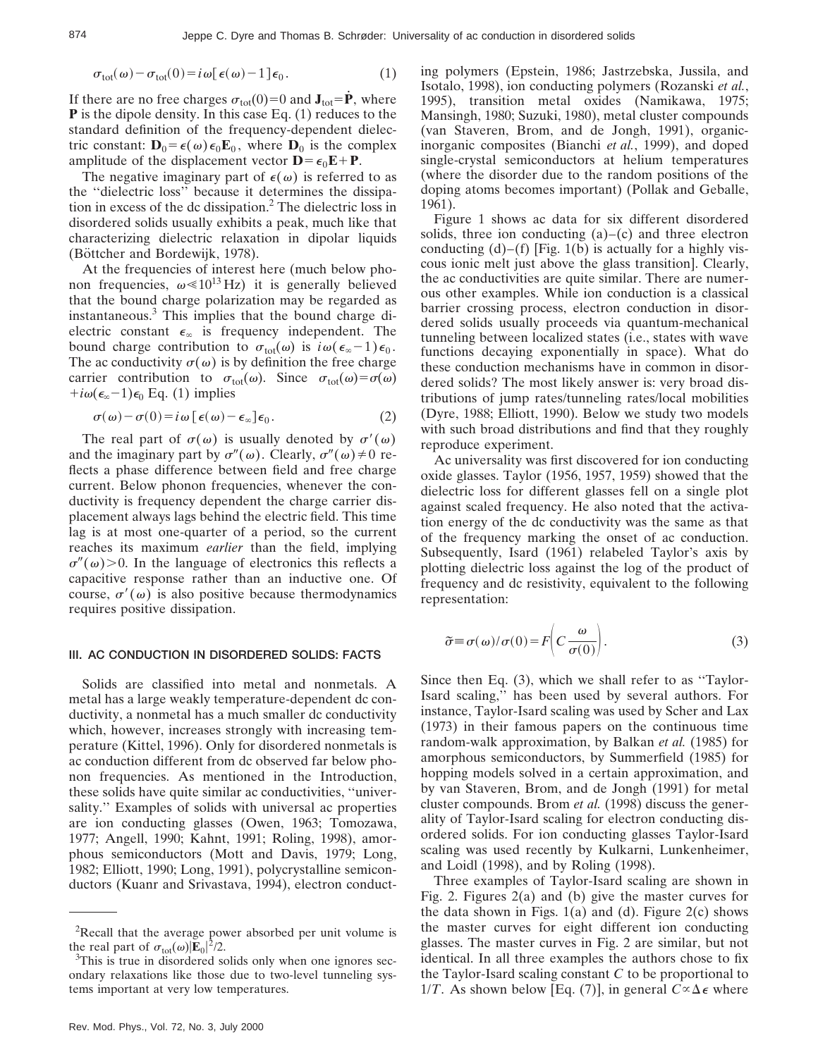$$\sigma_{\rm tot}(\omega)-\sigma_{\rm tot}(0)=i\omega[\epsilon(\omega)-1]\epsilon_0. \tag{1}$$

If there are no free charges $\sigma_{\rm tot}(0)=0$ and $\mathbf{J}_{\rm tot}=\dot{\mathbf{P}}$, where $\mathbf{P}$ is the dipole density. In this case Eq. (1) reduces to the standard definition of the frequency-dependent dielectric constant: $\mathbf{D}_0=\epsilon(\omega)\epsilon_0\mathbf{E}_0$, where $\mathbf{D}_0$ is the complex amplitude of the displacement vector $\mathbf{D}=\epsilon_0\mathbf{E}+\mathbf{P}$.

The negative imaginary part of $\epsilon(\omega)$ is referred to as the "dielectric loss" because it determines the dissipation in excess of the dc dissipation.[2] The dielectric loss in disordered solids usually exhibits a peak, much like that characterizing dielectric relaxation in dipolar liquids (Böttcher and Bordewijk, 1978).

At the frequencies of interest here (much below phonon frequencies, $\omega \ll 10^{13}$ Hz) it is generally believed that the bound charge polarization may be regarded as instantaneous.[3] This implies that the bound charge dielectric constant $\epsilon_\infty$ is frequency independent. The bound charge contribution to $\sigma_{\rm tot}(\omega)$ is $i\omega(\epsilon_\infty-1)\epsilon_0$. The ac conductivity $\sigma(\omega)$ is by definition the free charge carrier contribution to $\sigma_{\rm tot}(\omega)$. Since $\sigma_{\rm tot}(\omega)=\sigma(\omega)+i\omega(\epsilon_\infty-1)\epsilon_0$ Eq. (1) implies

$$\sigma(\omega)-\sigma(0)=i\omega[\epsilon(\omega)-\epsilon_\infty]\epsilon_0. \tag{2}$$

The real part of $\sigma(\omega)$ is usually denoted by $\sigma'(\omega)$ and the imaginary part by $\sigma''(\omega)$. Clearly, $\sigma''(\omega)\neq 0$ reflects a phase difference between field and free charge current. Below phonon frequencies, whenever the conductivity is frequency dependent the charge carrier displacement always lags behind the electric field. This time lag is at most one-quarter of a period, so the current reaches its maximum *earlier* than the field, implying $\sigma''(\omega)>0$. In the language of electronics this reflects a capacitive response rather than an inductive one. Of course, $\sigma'(\omega)$ is also positive because thermodynamics requires positive dissipation.

## III. AC CONDUCTION IN DISORDERED SOLIDS: FACTS

Solids are classified into metal and nonmetals. A metal has a large weakly temperature-dependent dc conductivity, a nonmetal has a much smaller dc conductivity which, however, increases strongly with increasing temperature (Kittel, 1996). Only for disordered nonmetals is ac conduction different from dc observed far below phonon frequencies. As mentioned in the Introduction, these solids have quite similar ac conductivities, "universality." Examples of solids with universal ac properties are ion conducting glasses (Owen, 1963; Tomozawa, 1977; Angell, 1990; Kahnt, 1991; Roling, 1998), amorphous semiconductors (Mott and Davis, 1979; Long, 1982; Elliott, 1990; Long, 1991), polycrystalline semiconductors (Kuanr and Srivastava, 1994), electron conducting polymers (Epstein, 1986; Jastrzebska, Jussila, and Isotalo, 1998), ion conducting polymers (Rozanski *et al.*, 1995), transition metal oxides (Namikawa, 1975; Mansingh, 1980; Suzuki, 1980), metal cluster compounds (van Staveren, Brom, and de Jongh, 1991), organic-inorganic composites (Bianchi *et al.*, 1999), and doped single-crystal semiconductors at helium temperatures (where the disorder due to the random positions of the doping atoms becomes important) (Pollak and Geballe, 1961).

Figure 1 shows ac data for six different disordered solids, three ion conducting (a)–(c) and three electron conducting (d)–(f) [Fig. 1(b) is actually for a highly viscous ionic melt just above the glass transition]. Clearly, the ac conductivities are quite similar. There are numerous other examples. While ion conduction is a classical barrier crossing process, electron conduction in disordered solids usually proceeds via quantum-mechanical tunneling between localized states (i.e., states with wave functions decaying exponentially in space). What do these conduction mechanisms have in common in disordered solids? The most likely answer is: very broad distributions of jump rates/tunneling rates/local mobilities (Dyre, 1988; Elliott, 1990). Below we study two models with such broad distributions and find that they roughly reproduce experiment.

Ac universality was first discovered for ion conducting oxide glasses. Taylor (1956, 1957, 1959) showed that the dielectric loss for different glasses fell on a single plot against scaled frequency. He also noted that the activation energy of the dc conductivity was the same as that of the frequency marking the onset of ac conduction. Subsequently, Isard (1961) relabeled Taylor's axis by plotting dielectric loss against the log of the product of frequency and dc resistivity, equivalent to the following representation:

$$\tilde{\sigma}\equiv\sigma(\omega)/\sigma(0)=F\left(C\frac{\omega}{\sigma(0)}\right). \tag{3}$$

Since then Eq. (3), which we shall refer to as "Taylor-Isard scaling," has been used by several authors. For instance, Taylor-Isard scaling was used by Scher and Lax (1973) in their famous papers on the continuous time random-walk approximation, by Balkan *et al.* (1985) for amorphous semiconductors, by Summerfield (1985) for hopping models solved in a certain approximation, and by van Staveren, Brom, and de Jongh (1991) for metal cluster compounds. Brom *et al.* (1998) discuss the generality of Taylor-Isard scaling for electron conducting disordered solids. For ion conducting glasses Taylor-Isard scaling was used recently by Kulkarni, Lunkenheimer, and Loidl (1998), and by Roling (1998).

Three examples of Taylor-Isard scaling are shown in Fig. 2. Figures 2(a) and (b) give the master curves for the data shown in Figs. 1(a) and (d). Figure 2(c) shows the master curves for eight different ion conducting glasses. The master curves in Fig. 2 are similar, but not identical. In all three examples the authors chose to fix the Taylor-Isard scaling constant $C$ to be proportional to $1/T$. As shown below [Eq. (7)], in general $C\propto\Delta\epsilon$ where

---

[2] Recall that the average power absorbed per unit volume is the real part of $\sigma_{\rm tot}(\omega)|\mathbf{E}_0|^2/2$.

[3] This is true in disordered solids only when one ignores secondary relaxations like those due to two-level tunneling systems important at very low temperatures.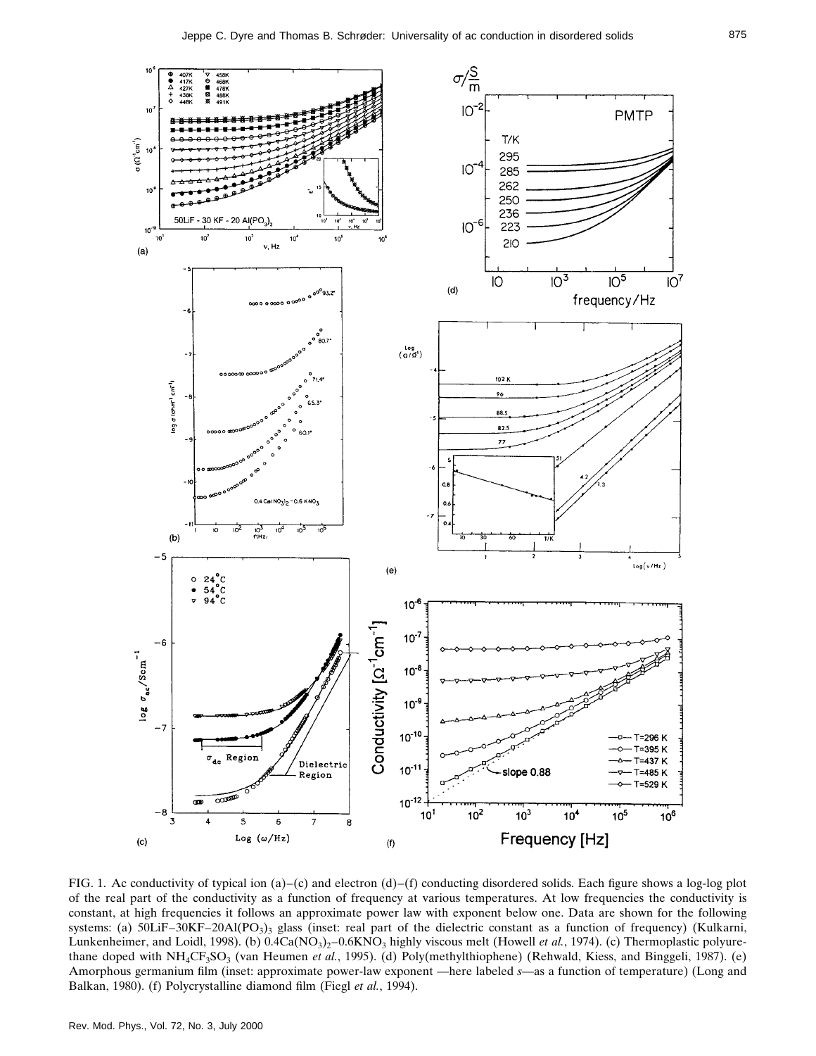FIG. 1. Ac conductivity of typical ion (a)–(c) and electron (d)–(f) conducting disordered solids. Each figure shows a log-log plot of the real part of the conductivity as a function of frequency at various temperatures. At low frequencies the conductivity is constant, at high frequencies it follows an approximate power law with exponent below one. Data are shown for the following systems: (a) 50LiF–30KF–20Al$(PO_3)_3$ glass (inset: real part of the dielectric constant as a function of frequency) (Kulkarni, Lunkenheimer, and Loidl, 1998). (b) 0.4Ca$(NO_3)_2$–0.6$KNO_3$ highly viscous melt (Howell *et al.*, 1974). (c) Thermoplastic polyurethane doped with $NH_4CF_3SO_3$ (van Heumen *et al.*, 1995). (d) Poly(methylthiophene) (Rehwald, Kiess, and Binggeli, 1987). (e) Amorphous germanium film (inset: approximate power-law exponent —here labeled *s*—as a function of temperature) (Long and Balkan, 1980). (f) Polycrystalline diamond film (Fiegl *et al.*, 1994).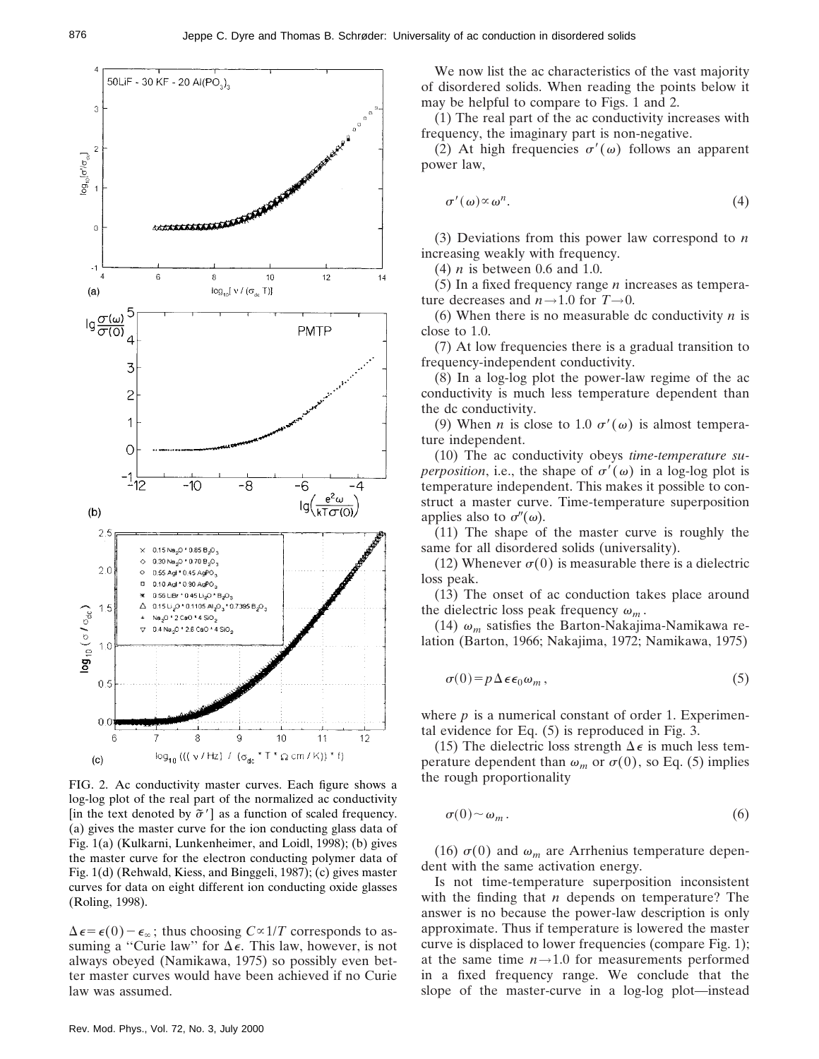FIG. 2. Ac conductivity master curves. Each figure shows a log-log plot of the real part of the normalized ac conductivity [in the text denoted by $\tilde{\sigma}'$] as a function of scaled frequency. (a) gives the master curve for the ion conducting glass data of Fig. 1(a) (Kulkarni, Lunkenheimer, and Loidl, 1998); (b) gives the master curve for the electron conducting polymer data of Fig. 1(d) (Rehwald, Kiess, and Binggeli, 1987); (c) gives master curves for data on eight different ion conducting oxide glasses (Roling, 1998).

$\Delta\epsilon = \epsilon(0) - \epsilon_\infty$; thus choosing $C \propto 1/T$ corresponds to assuming a "Curie law" for $\Delta\epsilon$. This law, however, is not always obeyed (Namikawa, 1975) so possibly even better master curves would have been achieved if no Curie law was assumed.

We now list the ac characteristics of the vast majority of disordered solids. When reading the points below it may be helpful to compare to Figs. 1 and 2.

(1) The real part of the ac conductivity increases with frequency, the imaginary part is non-negative.

(2) At high frequencies $\sigma'(\omega)$ follows an apparent power law,

$$\sigma'(\omega) \propto \omega^n. \tag{4}$$

(3) Deviations from this power law correspond to $n$ increasing weakly with frequency.

(4) $n$ is between 0.6 and 1.0.

(5) In a fixed frequency range $n$ increases as temperature decreases and $n \to 1.0$ for $T \to 0$.

(6) When there is no measurable dc conductivity $n$ is close to 1.0.

(7) At low frequencies there is a gradual transition to frequency-independent conductivity.

(8) In a log-log plot the power-law regime of the ac conductivity is much less temperature dependent than the dc conductivity.

(9) When $n$ is close to 1.0 $\sigma'(\omega)$ is almost temperature independent.

(10) The ac conductivity obeys *time-temperature superposition*, i.e., the shape of $\sigma'(\omega)$ in a log-log plot is temperature independent. This makes it possible to construct a master curve. Time-temperature superposition applies also to $\sigma''(\omega)$.

(11) The shape of the master curve is roughly the same for all disordered solids (universality).

(12) Whenever $\sigma(0)$ is measurable there is a dielectric loss peak.

(13) The onset of ac conduction takes place around the dielectric loss peak frequency $\omega_m$.

(14) $\omega_m$ satisfies the Barton-Nakajima-Namikawa relation (Barton, 1966; Nakajima, 1972; Namikawa, 1975)

$$\sigma(0) = p\,\Delta\epsilon\,\epsilon_0\,\omega_m, \tag{5}$$

where $p$ is a numerical constant of order 1. Experimental evidence for Eq. (5) is reproduced in Fig. 3.

(15) The dielectric loss strength $\Delta\epsilon$ is much less temperature dependent than $\omega_m$ or $\sigma(0)$, so Eq. (5) implies the rough proportionality

$$\sigma(0) \sim \omega_m. \tag{6}$$

(16) $\sigma(0)$ and $\omega_m$ are Arrhenius temperature dependent with the same activation energy.

Is not time-temperature superposition inconsistent with the finding that $n$ depends on temperature? The answer is no because the power-law description is only approximate. Thus if temperature is lowered the master curve is displaced to lower frequencies (compare Fig. 1); at the same time $n \to 1.0$ for measurements performed in a fixed frequency range. We conclude that the slope of the master-curve in a log-log plot—instead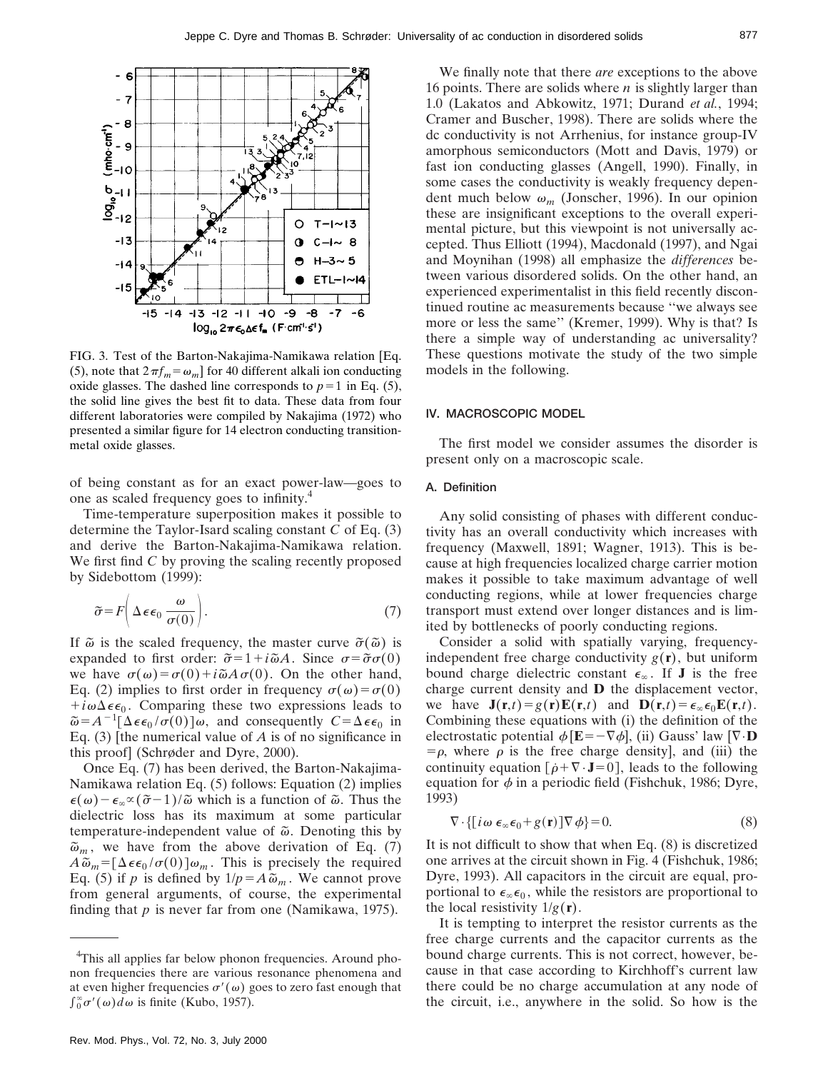FIG. 3. Test of the Barton-Nakajima-Namikawa relation [Eq. (5), note that $2\pi f_m = \omega_m$] for 40 different alkali ion conducting oxide glasses. The dashed line corresponds to $p=1$ in Eq. (5), the solid line gives the best fit to data. These data from four different laboratories were compiled by Nakajima (1972) who presented a similar figure for 14 electron conducting transition-metal oxide glasses.

of being constant as for an exact power-law—goes to one as scaled frequency goes to infinity.[4]

Time-temperature superposition makes it possible to determine the Taylor-Isard scaling constant $C$ of Eq. (3) and derive the Barton-Nakajima-Namikawa relation. We first find $C$ by proving the scaling recently proposed by Sidebottom (1999):

$$\tilde{\sigma} = F\left(\Delta\epsilon\epsilon_0 \frac{\omega}{\sigma(0)}\right). \tag{7}$$

If $\tilde{\omega}$ is the scaled frequency, the master curve $\tilde{\sigma}(\tilde{\omega})$ is expanded to first order: $\tilde{\sigma} = 1 + i\tilde{\omega}A$. Since $\sigma = \tilde{\sigma}\sigma(0)$ we have $\sigma(\omega) = \sigma(0) + i\tilde{\omega}A\sigma(0)$. On the other hand, Eq. (2) implies to first order in frequency $\sigma(\omega) = \sigma(0) + i\omega\Delta\epsilon\epsilon_0$. Comparing these two expressions leads to $\tilde{\omega} = A^{-1}[\Delta\epsilon\epsilon_0/\sigma(0)]\omega$, and consequently $C = \Delta\epsilon\epsilon_0$ in Eq. (3) [the numerical value of $A$ is of no significance in this proof] (Schrøder and Dyre, 2000).

Once Eq. (7) has been derived, the Barton-Nakajima-Namikawa relation Eq. (5) follows: Equation (2) implies $\epsilon(\omega) - \epsilon_\infty \propto (\tilde{\sigma} - 1)/\tilde{\omega}$ which is a function of $\tilde{\omega}$. Thus the dielectric loss has its maximum at some particular temperature-independent value of $\tilde{\omega}$. Denoting this by $\tilde{\omega}_m$, we have from the above derivation of Eq. (7) $A\tilde{\omega}_m = [\Delta\epsilon\epsilon_0/\sigma(0)]\omega_m$. This is precisely the required Eq. (5) if $p$ is defined by $1/p = A\tilde{\omega}_m$. We cannot prove from general arguments, of course, the experimental finding that $p$ is never far from one (Namikawa, 1975).

[4]This all applies far below phonon frequencies. Around phonon frequencies there are various resonance phenomena and at even higher frequencies $\sigma'(\omega)$ goes to zero fast enough that $\int_0^\infty \sigma'(\omega) d\omega$ is finite (Kubo, 1957).

We finally note that there *are* exceptions to the above 16 points. There are solids where $n$ is slightly larger than 1.0 (Lakatos and Abkowitz, 1971; Durand *et al.*, 1994; Cramer and Buscher, 1998). There are solids where the dc conductivity is not Arrhenius, for instance group-IV amorphous semiconductors (Mott and Davis, 1979) or fast ion conducting glasses (Angell, 1990). Finally, in some cases the conductivity is weakly frequency dependent much below $\omega_m$ (Jonscher, 1996). In our opinion these are insignificant exceptions to the overall experimental picture, but this viewpoint is not universally accepted. Thus Elliott (1994), Macdonald (1997), and Ngai and Moynihan (1998) all emphasize the *differences* between various disordered solids. On the other hand, an experienced experimentalist in this field recently discontinued routine ac measurements because "we always see more or less the same" (Kremer, 1999). Why is that? Is there a simple way of understanding ac universality? These questions motivate the study of the two simple models in the following.

## IV. MACROSCOPIC MODEL

The first model we consider assumes the disorder is present only on a macroscopic scale.

### A. Definition

Any solid consisting of phases with different conductivity has an overall conductivity which increases with frequency (Maxwell, 1891; Wagner, 1913). This is because at high frequencies localized charge carrier motion makes it possible to take maximum advantage of well conducting regions, while at lower frequencies charge transport must extend over longer distances and is limited by bottlenecks of poorly conducting regions.

Consider a solid with spatially varying, frequency-independent free charge conductivity $g(\mathbf{r})$, but uniform bound charge dielectric constant $\epsilon_\infty$. If $\mathbf{J}$ is the free charge current density and $\mathbf{D}$ the displacement vector, we have $\mathbf{J}(\mathbf{r},t) = g(\mathbf{r})\mathbf{E}(\mathbf{r},t)$ and $\mathbf{D}(\mathbf{r},t) = \epsilon_\infty\epsilon_0\mathbf{E}(\mathbf{r},t)$. Combining these equations with (i) the definition of the electrostatic potential $\phi$ [$\mathbf{E} = -\nabla\phi$], (ii) Gauss' law [$\nabla\cdot\mathbf{D} = \rho$, where $\rho$ is the free charge density], and (iii) the continuity equation [$\dot{\rho} + \nabla\cdot\mathbf{J} = 0$], leads to the following equation for $\phi$ in a periodic field (Fishchuk, 1986; Dyre, 1993)

$$\nabla\cdot\{[i\omega\,\epsilon_\infty\epsilon_0 + g(\mathbf{r})]\nabla\phi\} = 0. \tag{8}$$

It is not difficult to show that when Eq. (8) is discretized one arrives at the circuit shown in Fig. 4 (Fishchuk, 1986; Dyre, 1993). All capacitors in the circuit are equal, proportional to $\epsilon_\infty\epsilon_0$, while the resistors are proportional to the local resistivity $1/g(\mathbf{r})$.

It is tempting to interpret the resistor currents as the free charge currents and the capacitor currents as the bound charge currents. This is not correct, however, because in that case according to Kirchhoff's current law there could be no charge accumulation at any node of the circuit, i.e., anywhere in the solid. So how is the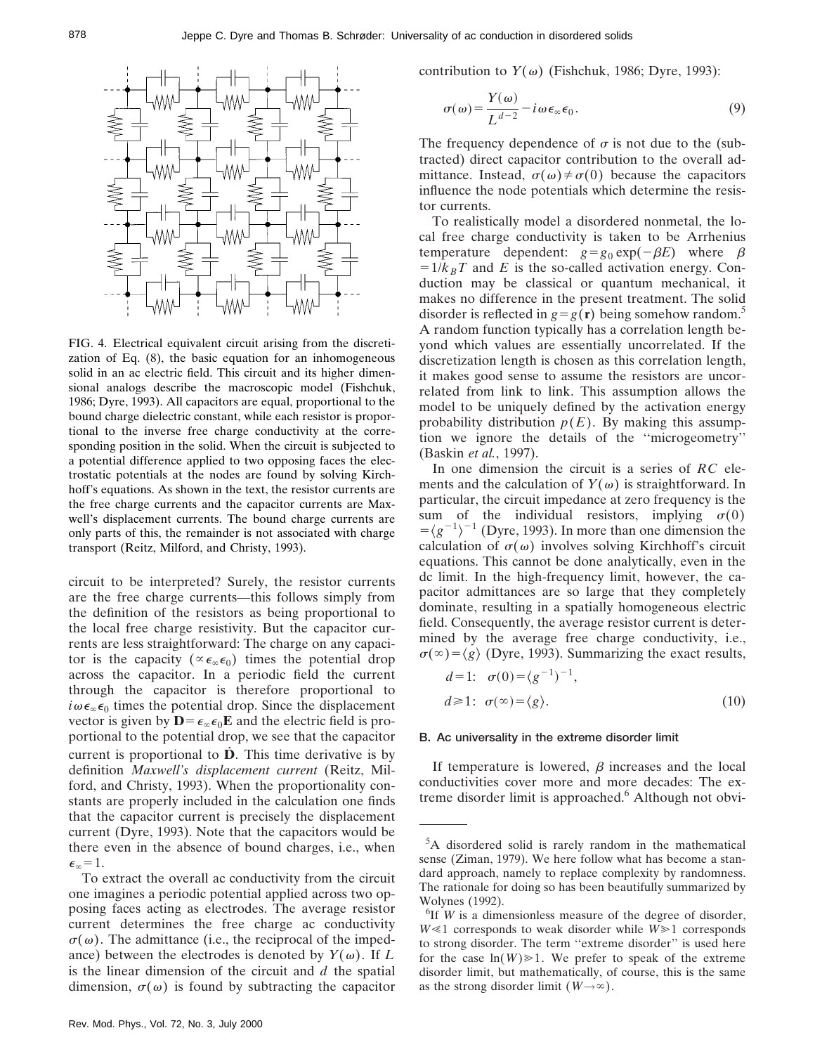FIG. 4. Electrical equivalent circuit arising from the discretization of Eq. (8), the basic equation for an inhomogeneous solid in an ac electric field. This circuit and its higher dimensional analogs describe the macroscopic model (Fishchuk, 1986; Dyre, 1993). All capacitors are equal, proportional to the bound charge dielectric constant, while each resistor is proportional to the inverse free charge conductivity at the corresponding position in the solid. When the circuit is subjected to a potential difference applied to two opposing faces the electrostatic potentials at the nodes are found by solving Kirchhoff's equations. As shown in the text, the resistor currents are the free charge currents and the capacitor currents are Maxwell's displacement currents. The bound charge currents are only parts of this, the remainder is not associated with charge transport (Reitz, Milford, and Christy, 1993).

circuit to be interpreted? Surely, the resistor currents are the free charge currents—this follows simply from the definition of the resistors as being proportional to the local free charge resistivity. But the capacitor currents are less straightforward: The charge on any capacitor is the capacity ($\propto \epsilon_\infty \epsilon_0$) times the potential drop across the capacitor. In a periodic field the current through the capacitor is therefore proportional to $i\omega\epsilon_\infty\epsilon_0$ times the potential drop. Since the displacement vector is given by $\mathbf{D}=\epsilon_\infty\epsilon_0\mathbf{E}$ and the electric field is proportional to the potential drop, we see that the capacitor current is proportional to $\dot{\mathbf{D}}$. This time derivative is by definition *Maxwell's displacement current* (Reitz, Milford, and Christy, 1993). When the proportionality constants are properly included in the calculation one finds that the capacitor current is precisely the displacement current (Dyre, 1993). Note that the capacitors would be there even in the absence of bound charges, i.e., when $\epsilon_\infty=1$.

To extract the overall ac conductivity from the circuit one imagines a periodic potential applied across two opposing faces acting as electrodes. The average resistor current determines the free charge conductivity $\sigma(\omega)$. The admittance (i.e., the reciprocal of the impedance) between the electrodes is denoted by $Y(\omega)$. If $L$ is the linear dimension of the circuit and $d$ the spatial dimension, $\sigma(\omega)$ is found by subtracting the capacitor contribution to $Y(\omega)$ (Fishchuk, 1986; Dyre, 1993):

$$\sigma(\omega)=\frac{Y(\omega)}{L^{d-2}}-i\omega\epsilon_\infty\epsilon_0. \tag{9}$$

The frequency dependence of $\sigma$ is not due to the (subtracted) direct capacitor contribution to the overall admittance. Instead, $\sigma(\omega)\neq\sigma(0)$ because the capacitors influence the node potentials which determine the resistor currents.

To realistically model a disordered nonmetal, the local free charge conductivity is taken to be Arrhenius temperature dependent: $g=g_0\exp(-\beta E)$ where $\beta=1/k_BT$ and $E$ is the so-called activation energy. Conduction may be classical or quantum mechanical, it makes no difference in the present treatment. The solid disorder is reflected in $g=g(\mathbf{r})$ being somehow random.[5] A random function typically has a correlation length beyond which values are essentially uncorrelated. If the discretization length is chosen as this correlation length, it makes good sense to assume the resistors are uncorrelated from link to link. This assumption allows the model to be uniquely defined by the activation energy probability distribution $p(E)$. By making this assumption we ignore the details of the "microgeometry" (Baskin *et al.*, 1997).

In one dimension the circuit is a series of $RC$ elements and the calculation of $Y(\omega)$ is straightforward. In particular, the circuit impedance at zero frequency is the sum of the individual resistors, implying $\sigma(0)=\langle g^{-1}\rangle^{-1}$ (Dyre, 1993). In more than one dimension the calculation of $\sigma(\omega)$ involves solving Kirchhoff's circuit equations. This cannot be done analytically, even in the dc limit. In the high-frequency limit, however, the capacitor admittances are so large that they completely dominate, resulting in a spatially homogeneous electric field. Consequently, the average resistor current is determined by the average free charge conductivity, i.e., $\sigma(\infty)=\langle g\rangle$ (Dyre, 1993). Summarizing the exact results,

$$\begin{aligned} d=1:&\quad \sigma(0)=\langle g^{-1}\rangle^{-1},\\ d\geq 1:&\quad \sigma(\infty)=\langle g\rangle. \end{aligned} \tag{10}$$

### B. Ac universality in the extreme disorder limit

If temperature is lowered, $\beta$ increases and the local conductivities cover more and more decades: The extreme disorder limit is approached.[6] Although not obvi-

---

[5] A disordered solid is rarely random in the mathematical sense (Ziman, 1979). We here follow what has become a standard approach, namely to replace complexity by randomness. The rationale for doing so has been beautifully summarized by Wolynes (1992).

[6] If $W$ is a dimensionless measure of the degree of disorder, $W\ll 1$ corresponds to weak disorder while $W\gg 1$ corresponds to strong disorder. The term "extreme disorder" is used here for the case $\ln(W)\gg 1$. We prefer to speak of the extreme disorder limit, but mathematically, of course, this is the same as the strong disorder limit ($W\rightarrow\infty$).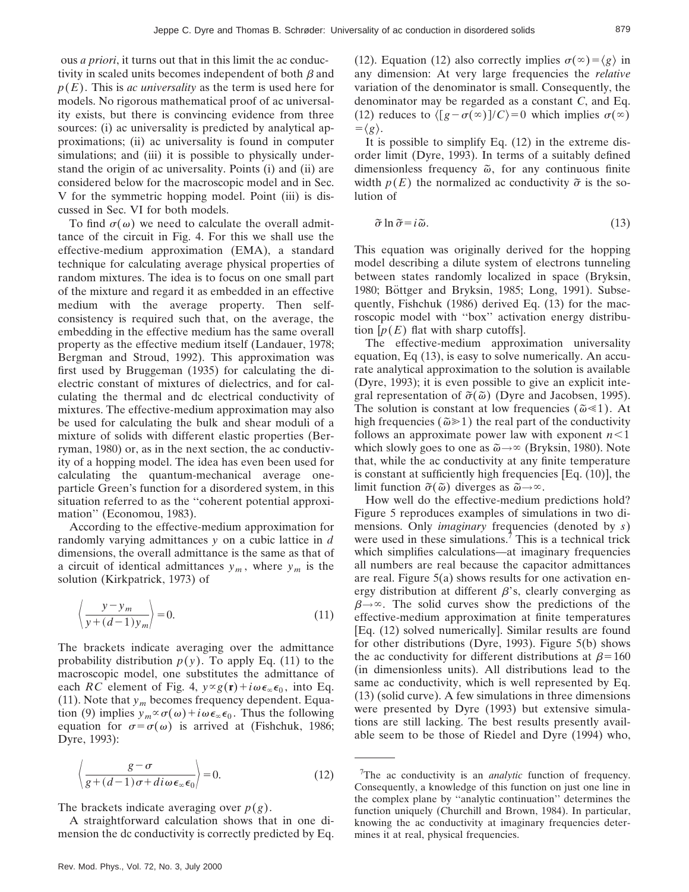ous *a priori*, it turns out that in this limit the ac conductivity in scaled units becomes independent of both $\beta$ and $p(E)$. This is *ac universality* as the term is used here for models. No rigorous mathematical proof of ac universality exists, but there is convincing evidence from three sources: (i) ac universality is predicted by analytical approximations; (ii) ac universality is found in computer simulations; and (iii) it is possible to physically understand the origin of ac universality. Points (i) and (ii) are considered below for the macroscopic model and in Sec. V for the symmetric hopping model. Point (iii) is discussed in Sec. VI for both models.

To find $\sigma(\omega)$ we need to calculate the overall admittance of the circuit in Fig. 4. For this we shall use the effective-medium approximation (EMA), a standard technique for calculating average physical properties of random mixtures. The idea is to focus on one small part of the mixture and regard it as embedded in an effective medium with the average property. Then self-consistency is required such that, on the average, the embedding in the effective medium has the same overall property as the effective medium itself (Landauer, 1978; Bergman and Stroud, 1992). This approximation was first used by Bruggeman (1935) for calculating the dielectric constant of mixtures of dielectrics, and for calculating the thermal and dc electrical conductivity of mixtures. The effective-medium approximation may also be used for calculating the bulk and shear moduli of a mixture of solids with different elastic properties (Berryman, 1980) or, as in the next section, the ac conductivity of a hopping model. The idea has even been used for calculating the quantum-mechanical average one-particle Green's function for a disordered system, in this situation referred to as the "coherent potential approximation" (Economou, 1983).

According to the effective-medium approximation for randomly varying admittances $y$ on a cubic lattice in $d$ dimensions, the overall admittance is the same as that of a circuit of identical admittances $y_m$, where $y_m$ is the solution (Kirkpatrick, 1973) of

$$\left\langle \frac{y-y_m}{y+(d-1)y_m} \right\rangle = 0. \tag{11}$$

The brackets indicate averaging over the admittance probability distribution $p(y)$. To apply Eq. (11) to the macroscopic model, one substitutes the admittance of each $RC$ element of Fig. 4, $y \propto g(\mathbf{r}) + i\omega\epsilon_\infty\epsilon_0$, into Eq. (11). Note that $y_m$ becomes frequency dependent. Equation (9) implies $y_m \propto \sigma(\omega) + i\omega\epsilon_\infty\epsilon_0$. Thus the following equation for $\sigma = \sigma(\omega)$ is arrived at (Fishchuk, 1986; Dyre, 1993):

$$\left\langle \frac{g-\sigma}{g+(d-1)\sigma + di\omega\epsilon_\infty\epsilon_0} \right\rangle = 0. \tag{12}$$

The brackets indicate averaging over $p(g)$.

A straightforward calculation shows that in one dimension the dc conductivity is correctly predicted by Eq. (12). Equation (12) also correctly implies $\sigma(\infty) = \langle g \rangle$ in any dimension: At very large frequencies the *relative* variation of the denominator is small. Consequently, the denominator may be regarded as a constant $C$, and Eq. (12) reduces to $\langle [g-\sigma(\infty)]/C \rangle = 0$ which implies $\sigma(\infty) = \langle g \rangle$.

It is possible to simplify Eq. (12) in the extreme disorder limit (Dyre, 1993). In terms of a suitably defined dimensionless frequency $\tilde{\omega}$, for any continuous finite width $p(E)$ the normalized ac conductivity $\tilde{\sigma}$ is the solution of

$$\tilde{\sigma} \ln \tilde{\sigma} = i\tilde{\omega}. \tag{13}$$

This equation was originally derived for the hopping model describing a dilute system of electrons tunneling between states randomly localized in space (Bryksin, 1980; Böttger and Bryksin, 1985; Long, 1991). Subsequently, Fishchuk (1986) derived Eq. (13) for the macroscopic model with "box" activation energy distribution [$p(E)$ flat with sharp cutoffs].

The effective-medium approximation universality equation, Eq (13), is easy to solve numerically. An accurate analytical approximation to the solution is available (Dyre, 1993); it is even possible to give an explicit integral representation of $\tilde{\sigma}(\tilde{\omega})$ (Dyre and Jacobsen, 1995). The solution is constant at low frequencies ($\tilde{\omega} \ll 1$). At high frequencies ($\tilde{\omega} \gg 1$) the real part of the conductivity follows an approximate power law with exponent $n<1$ which slowly goes to one as $\tilde{\omega} \to \infty$ (Bryksin, 1980). Note that, while the ac conductivity at any finite temperature is constant at sufficiently high frequencies [Eq. (10)], the limit function $\tilde{\sigma}(\tilde{\omega})$ diverges as $\tilde{\omega} \to \infty$.

How well do the effective-medium predictions hold? Figure 5 reproduces examples of simulations in two dimensions. Only *imaginary* frequencies (denoted by $s$) were used in these simulations.[7] This is a technical trick which simplifies calculations—at imaginary frequencies all numbers are real because the capacitor admittances are real. Figure 5(a) shows results for one activation energy distribution at different $\beta$'s, clearly converging as $\beta \to \infty$. The solid curves show the predictions of the effective-medium approximation at finite temperatures [Eq. (12) solved numerically]. Similar results are found for other distributions (Dyre, 1993). Figure 5(b) shows the ac conductivity for different distributions at $\beta = 160$ (in dimensionless units). All distributions lead to the same ac conductivity, which is well represented by Eq. (13) (solid curve). A few simulations in three dimensions were presented by Dyre (1993) but extensive simulations are still lacking. The best results presently available seem to be those of Riedel and Dyre (1994) who,

[7]The ac conductivity is an *analytic* function of frequency. Consequently, a knowledge of this function on just one line in the complex plane by "analytic continuation" determines the function uniquely (Churchill and Brown, 1984). In particular, knowing the ac conductivity at imaginary frequencies determines it at real, physical frequencies.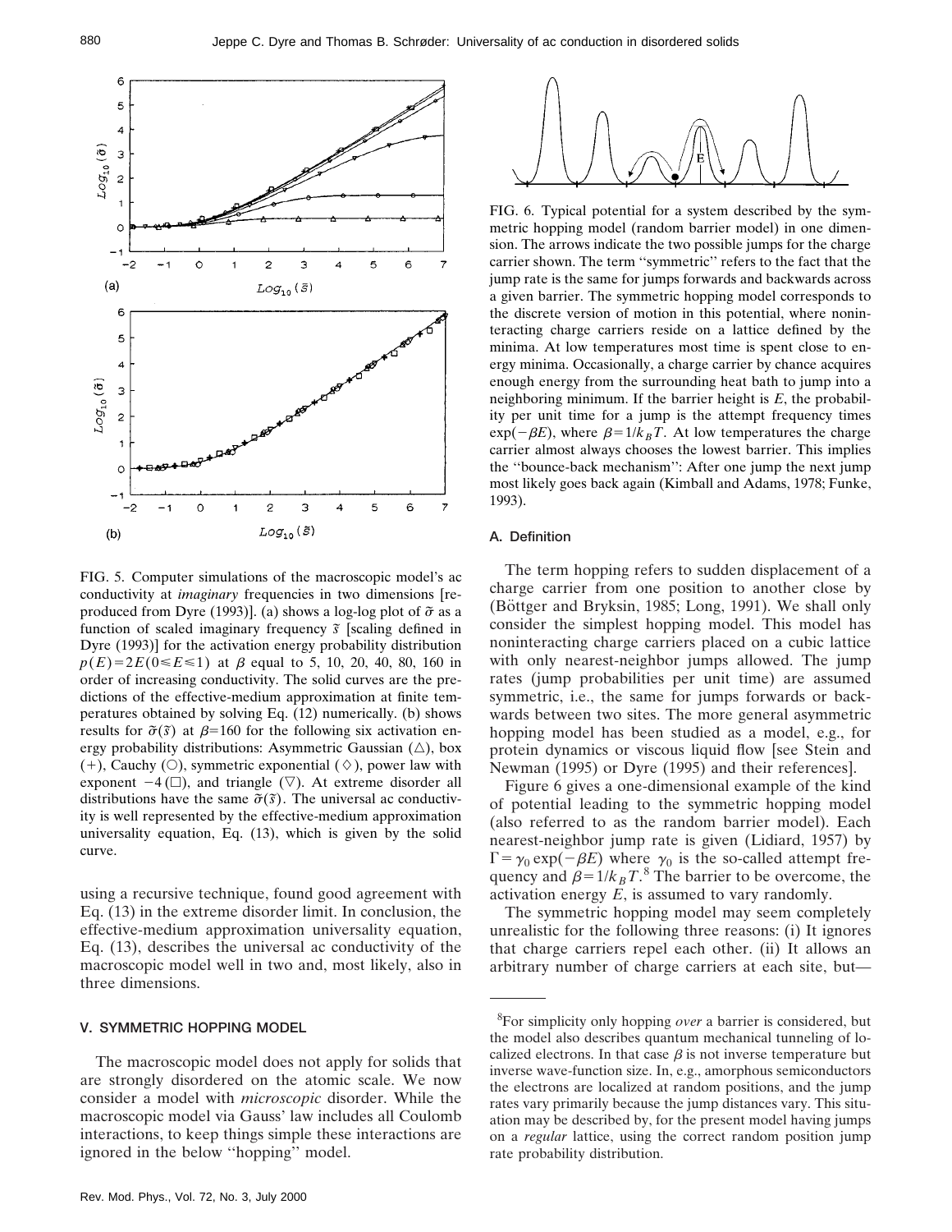(a)

$Log_{10}(\tilde{\sigma})$

$Log_{10}(\tilde{s})$

(b)

$Log_{10}(\tilde{\sigma})$

$Log_{10}(\tilde{s})$

FIG. 5. Computer simulations of the macroscopic model's ac conductivity at *imaginary* frequencies in two dimensions [reproduced from Dyre (1993)]. (a) shows a log-log plot of $\tilde{\sigma}$ as a function of scaled imaginary frequency $\tilde{s}$ [scaling defined in Dyre (1993)] for the activation energy probability distribution $p(E)=2E(0\leq E\leq 1)$ at $\beta$ equal to 5, 10, 20, 40, 80, 160 in order of increasing conductivity. The solid curves are the predictions of the effective-medium approximation at finite temperatures obtained by solving Eq. (12) numerically. (b) shows results for $\tilde{\sigma}(\tilde{s})$ at $\beta=160$ for the following six activation energy probability distributions: Asymmetric Gaussian (△), box (+), Cauchy (○), symmetric exponential (◇), power law with exponent $-4$ (□), and triangle (▽). At extreme disorder all distributions have the same $\tilde{\sigma}(\tilde{s})$. The universal ac conductivity is well represented by the effective-medium approximation universality equation, Eq. (13), which is given by the solid curve.

using a recursive technique, found good agreement with Eq. (13) in the extreme disorder limit. In conclusion, the effective-medium approximation universality equation, Eq. (13), describes the universal ac conductivity of the macroscopic model well in two and, most likely, also in three dimensions.

## V. SYMMETRIC HOPPING MODEL

The macroscopic model does not apply for solids that are strongly disordered on the atomic scale. We now consider a model with *microscopic* disorder. While the macroscopic model via Gauss' law includes all Coulomb interactions, to keep things simple these interactions are ignored in the below "hopping" model.

E

FIG. 6. Typical potential for a system described by the symmetric hopping model (random barrier model) in one dimension. The arrows indicate the two possible jumps for the charge carrier shown. The term "symmetric" refers to the fact that the jump rate is the same for jumps forwards and backwards across a given barrier. The symmetric hopping model corresponds to the discrete version of motion in this potential, where noninteracting charge carriers reside on a lattice defined by the minima. At low temperatures most time is spent close to energy minima. Occasionally, a charge carrier by chance acquires enough energy from the surrounding heat bath to jump into a neighboring minimum. If the barrier height is $E$, the probability per unit time for a jump is the attempt frequency times $\exp(-\beta E)$, where $\beta=1/k_BT$. At low temperatures the charge carrier almost always chooses the lowest barrier. This implies the "bounce-back mechanism": After one jump the next jump most likely goes back again (Kimball and Adams, 1978; Funke, 1993).

### A. Definition

The term hopping refers to sudden displacement of a charge carrier from one position to another close by (Böttger and Bryksin, 1985; Long, 1991). We shall only consider the simplest hopping model. This model has noninteracting charge carriers placed on a cubic lattice with only nearest-neighbor jumps allowed. The jump rates (jump probabilities per unit time) are assumed symmetric, i.e., the same for jumps forwards or backwards between two sites. The more general asymmetric hopping model has been studied as a model, e.g., for protein dynamics or viscous liquid flow [see Stein and Newman (1995) or Dyre (1995) and their references].

Figure 6 gives a one-dimensional example of the kind of potential leading to the symmetric hopping model (also referred to as the random barrier model). Each nearest-neighbor jump rate is given (Lidiard, 1957) by $\Gamma=\gamma_0\exp(-\beta E)$ where $\gamma_0$ is the so-called attempt frequency and $\beta=1/k_BT$.[8] The barrier to be overcome, the activation energy $E$, is assumed to vary randomly.

The symmetric hopping model may seem completely unrealistic for the following three reasons: (i) It ignores that charge carriers repel each other. (ii) It allows an arbitrary number of charge carriers at each site, but—

[8]For simplicity only hopping *over* a barrier is considered, but the model also describes quantum mechanical tunneling of localized electrons. In that case $\beta$ is not inverse temperature but inverse wave-function size. In, e.g., amorphous semiconductors the electrons are localized at random positions, and the jump rates vary primarily because the jump distances vary. This situation may be described by, for the present model having jumps on a *regular* lattice, using the correct random position jump rate probability distribution.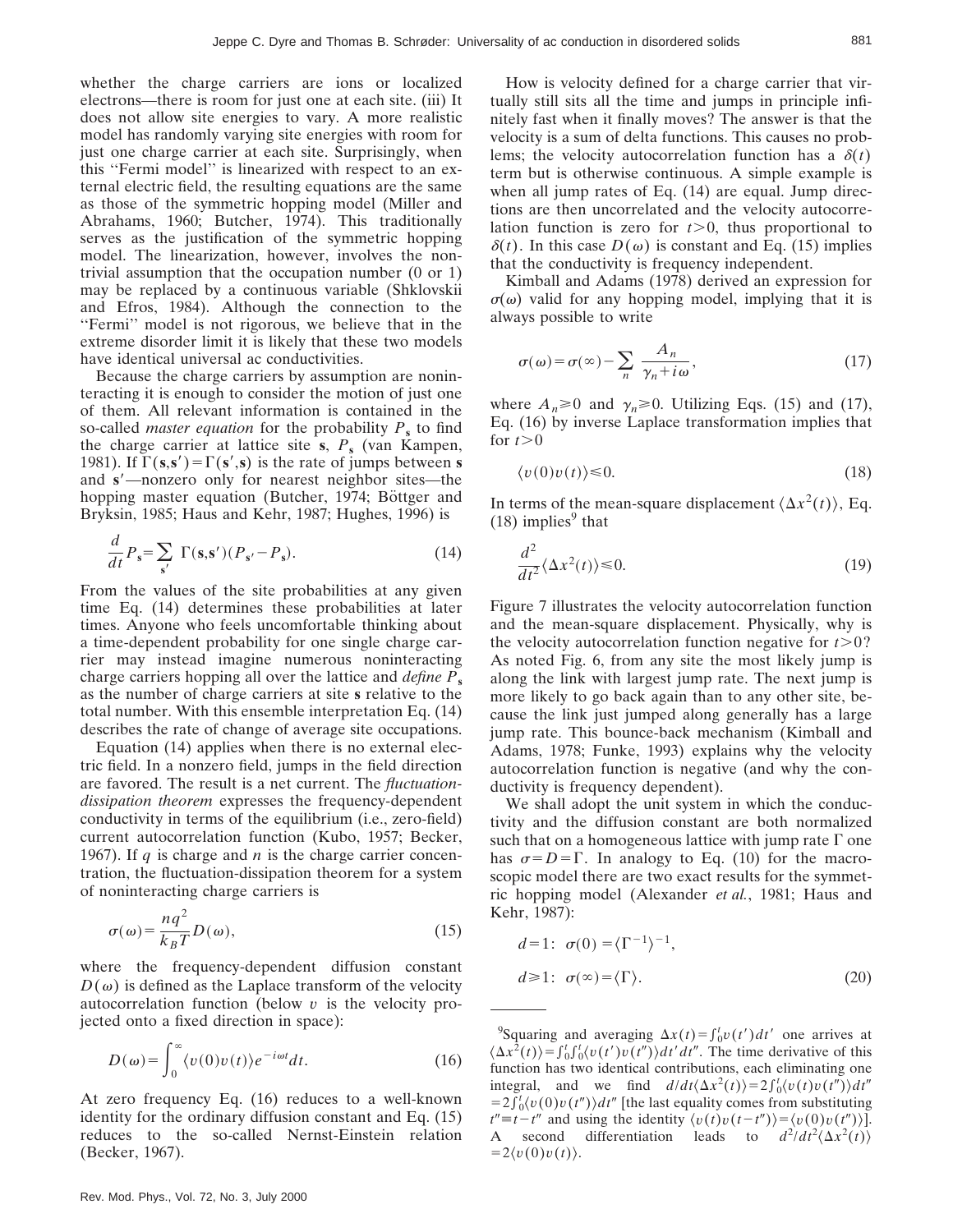whether the charge carriers are ions or localized electrons—there is room for just one at each site. (iii) It does not allow site energies to vary. A more realistic model has randomly varying site energies with room for just one charge carrier at each site. Surprisingly, when this "Fermi model" is linearized with respect to an external electric field, the resulting equations are the same as those of the symmetric hopping model (Miller and Abrahams, 1960; Butcher, 1974). This traditionally serves as the justification of the symmetric hopping model. The linearization, however, involves the nontrivial assumption that the occupation number (0 or 1) may be replaced by a continuous variable (Shklovskii and Efros, 1984). Although the connection to the "Fermi" model is not rigorous, we believe that in the extreme disorder limit it is likely that these two models have identical universal ac conductivities.

Because the charge carriers by assumption are noninteracting it is enough to consider the motion of just one of them. All relevant information is contained in the so-called *master equation* for the probability $P_{\mathbf{s}}$ to find the charge carrier at lattice site $\mathbf{s}$, $P_{\mathbf{s}}$ (van Kampen, 1981). If $\Gamma(\mathbf{s},\mathbf{s}')=\Gamma(\mathbf{s}',\mathbf{s})$ is the rate of jumps between $\mathbf{s}$ and $\mathbf{s}'$—nonzero only for nearest neighbor sites—the hopping master equation (Butcher, 1974; Böttger and Bryksin, 1985; Haus and Kehr, 1987; Hughes, 1996) is

$$\frac{d}{dt}P_{\mathbf{s}}=\sum_{\mathbf{s}'}\Gamma(\mathbf{s},\mathbf{s}')(P_{\mathbf{s}'}-P_{\mathbf{s}}). \tag{14}$$

From the values of the site probabilities at any given time Eq. (14) determines these probabilities at later times. Anyone who feels uncomfortable thinking about a time-dependent probability for one single charge carrier may instead imagine numerous noninteracting charge carriers hopping all over the lattice and *define* $P_{\mathbf{s}}$ as the number of charge carriers at site $\mathbf{s}$ relative to the total number. With this ensemble interpretation Eq. (14) describes the rate of change of average site occupations.

Equation (14) applies when there is no external electric field. In a nonzero field, jumps in the field direction are favored. The result is a net current. The *fluctuation-dissipation theorem* expresses the frequency-dependent conductivity in terms of the equilibrium (i.e., zero-field) current autocorrelation function (Kubo, 1957; Becker, 1967). If $q$ is charge and $n$ is the charge carrier concentration, the fluctuation-dissipation theorem for a system of noninteracting charge carriers is

$$\sigma(\omega)=\frac{nq^2}{k_BT}D(\omega), \tag{15}$$

where the frequency-dependent diffusion constant $D(\omega)$ is defined as the Laplace transform of the velocity autocorrelation function (below $v$ is the velocity projected onto a fixed direction in space):

$$D(\omega)=\int_0^\infty\langle v(0)v(t)\rangle e^{-i\omega t}dt. \tag{16}$$

At zero frequency Eq. (16) reduces to a well-known identity for the ordinary diffusion constant and Eq. (15) reduces to the so-called Nernst-Einstein relation (Becker, 1967).

How is velocity defined for a charge carrier that virtually still sits all the time and jumps in principle infinitely fast when it finally moves? The answer is that the velocity is a sum of delta functions. This causes no problems; the velocity autocorrelation function has a $\delta(t)$ term but is otherwise continuous. A simple example is when all jump rates of Eq. (14) are equal. Jump directions are then uncorrelated and the velocity autocorrelation function is zero for $t>0$, thus proportional to $\delta(t)$. In this case $D(\omega)$ is constant and Eq. (15) implies that the conductivity is frequency independent.

Kimball and Adams (1978) derived an expression for $\sigma(\omega)$ valid for any hopping model, implying that it is always possible to write

$$\sigma(\omega)=\sigma(\infty)-\sum_n\frac{A_n}{\gamma_n+i\omega}, \tag{17}$$

where $A_n\geq 0$ and $\gamma_n\geq 0$. Utilizing Eqs. (15) and (17), Eq. (16) by inverse Laplace transformation implies that for $t>0$

$$\langle v(0)v(t)\rangle\leq 0. \tag{18}$$

In terms of the mean-square displacement $\langle\Delta x^2(t)\rangle$, Eq. (18) implies[9] that

$$\frac{d^2}{dt^2}\langle\Delta x^2(t)\rangle\leq 0. \tag{19}$$

Figure 7 illustrates the velocity autocorrelation function and the mean-square displacement. Physically, why is the velocity autocorrelation function negative for $t>0$? As noted Fig. 6, from any site the most likely jump is along the link with largest jump rate. The next jump is more likely to go back again than to any other site, because the link just jumped along generally has a large jump rate. This bounce-back mechanism (Kimball and Adams, 1978; Funke, 1993) explains why the velocity autocorrelation function is negative (and why the conductivity is frequency dependent).

We shall adopt the unit system in which the conductivity and the diffusion constant are both normalized such that on a homogeneous lattice with jump rate $\Gamma$ one has $\sigma=D=\Gamma$. In analogy to Eq. (10) for the macroscopic model there are two exact results for the symmetric hopping model (Alexander *et al.*, 1981; Haus and Kehr, 1987):

$$\begin{aligned}
d=1:&\quad \sigma(0)=\langle\Gamma^{-1}\rangle^{-1},\\
d\geq 1:&\quad \sigma(\infty)=\langle\Gamma\rangle.
\end{aligned} \tag{20}$$

---

[9]Squaring and averaging $\Delta x(t)=\int_0^t v(t')dt'$ one arrives at $\langle\Delta x^2(t)\rangle=\int_0^t\int_0^t\langle v(t')v(t'')\rangle dt'dt''$. The time derivative of this function has two identical contributions, each eliminating one integral, and we find $d/dt\langle\Delta x^2(t)\rangle=2\int_0^t\langle v(t)v(t'')\rangle dt''$ $=2\int_0^t\langle v(0)v(t'')\rangle dt''$ [the last equality comes from substituting $t''\equiv t-t''$ and using the identity $\langle v(t)v(t-t'')\rangle=\langle v(0)v(t'')\rangle$]. A second differentiation leads to $d^2/dt^2\langle\Delta x^2(t)\rangle$ $=2\langle v(0)v(t)\rangle$.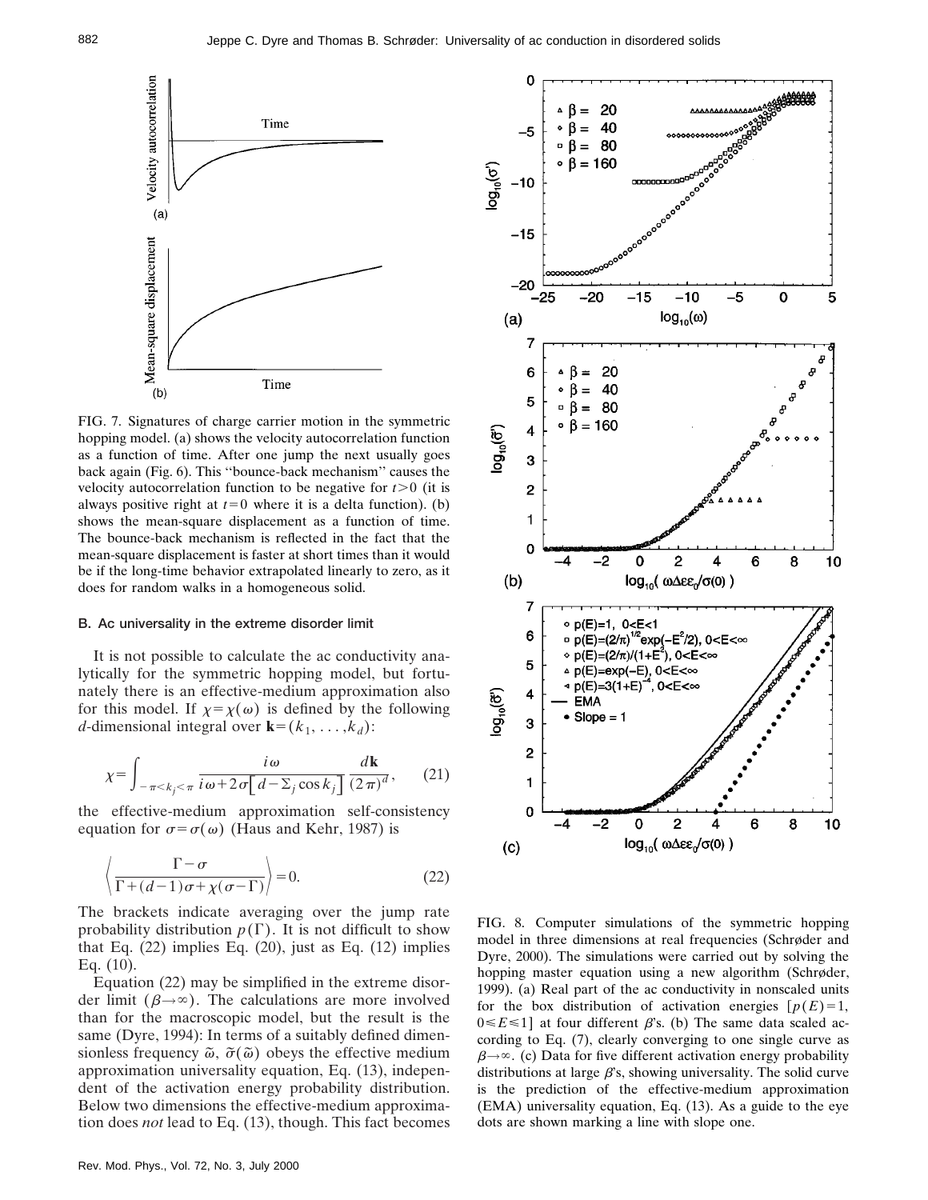FIG. 7. Signatures of charge carrier motion in the symmetric hopping model. (a) shows the velocity autocorrelation function as a function of time. After one jump the next usually goes back again (Fig. 6). This "bounce-back mechanism" causes the velocity autocorrelation function to be negative for $t>0$ (it is always positive right at $t=0$ where it is a delta function). (b) shows the mean-square displacement as a function of time. The bounce-back mechanism is reflected in the fact that the mean-square displacement is faster at short times than it would be if the long-time behavior extrapolated linearly to zero, as it does for random walks in a homogeneous solid.

### B. Ac universality in the extreme disorder limit

It is not possible to calculate the ac conductivity analytically for the symmetric hopping model, but fortunately there is an effective-medium approximation also for this model. If $\chi=\chi(\omega)$ is defined by the following $d$-dimensional integral over $\mathbf{k}=(k_1,\ldots,k_d)$:

$$\chi=\int_{-\pi<k_j<\pi}\frac{i\omega}{i\omega+2\sigma\left[d-\Sigma_j\cos k_j\right]}\frac{d\mathbf{k}}{(2\pi)^d},\qquad(21)$$

the effective-medium approximation self-consistency equation for $\sigma=\sigma(\omega)$ (Haus and Kehr, 1987) is

$$\left\langle\frac{\Gamma-\sigma}{\Gamma+(d-1)\sigma+\chi(\sigma-\Gamma)}\right\rangle=0.\qquad(22)$$

The brackets indicate averaging over the jump rate probability distribution $p(\Gamma)$. It is not difficult to show that Eq. (22) implies Eq. (20), just as Eq. (12) implies Eq. (10).

Equation (22) may be simplified in the extreme disorder limit ($\beta\to\infty$). The calculations are more involved than for the macroscopic model, but the result is the same (Dyre, 1994): In terms of a suitably defined dimensionless frequency $\tilde{\omega}$, $\tilde{\sigma}(\tilde{\omega})$ obeys the effective medium approximation universality equation, Eq. (13), independent of the activation energy probability distribution. Below two dimensions the effective-medium approximation does *not* lead to Eq. (13), though. This fact becomes

FIG. 8. Computer simulations of the symmetric hopping model in three dimensions at real frequencies (Schrøder and Dyre, 2000). The simulations were carried out by solving the hopping master equation using a new algorithm (Schrøder, 1999). (a) Real part of the ac conductivity in nonscaled units for the box distribution of activation energies [$p(E)=1$, $0\leq E\leq 1$] at four different $\beta$'s. (b) The same data scaled according to Eq. (7), clearly converging to one single curve as $\beta\to\infty$. (c) Data for five different activation energy probability distributions at large $\beta$'s, showing universality. The solid curve is the prediction of the effective-medium approximation (EMA) universality equation, Eq. (13). As a guide to the eye dots are shown marking a line with slope one.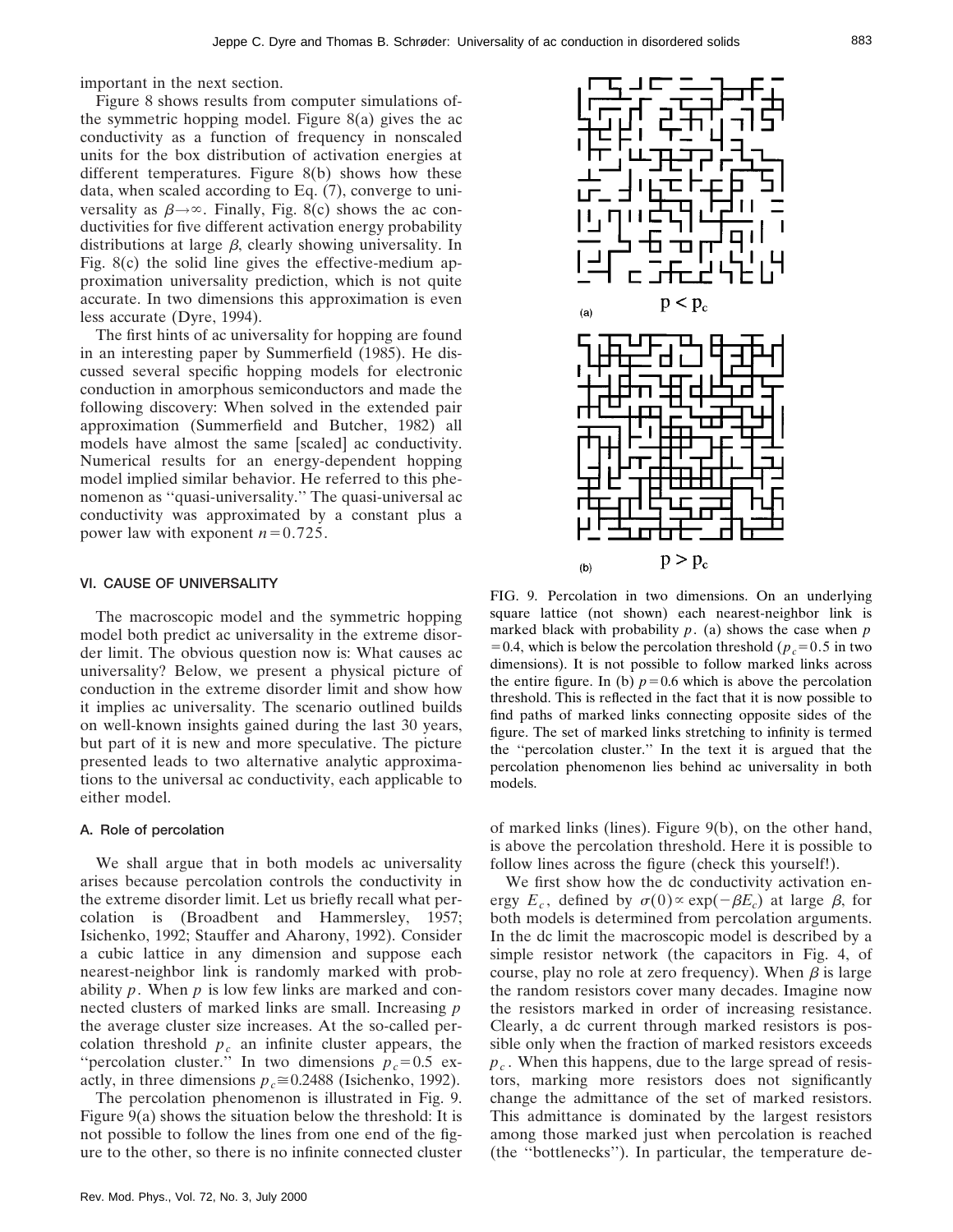important in the next section.

Figure 8 shows results from computer simulations of the symmetric hopping model. Figure 8(a) gives the ac conductivity as a function of frequency in nonscaled units for the box distribution of activation energies at different temperatures. Figure 8(b) shows how these data, when scaled according to Eq. (7), converge to universality as $\beta\to\infty$. Finally, Fig. 8(c) shows the ac conductivities for five different activation energy probability distributions at large $\beta$, clearly showing universality. In Fig. 8(c) the solid line gives the effective-medium approximation universality prediction, which is not quite accurate. In two dimensions this approximation is even less accurate (Dyre, 1994).

The first hints of ac universality for hopping are found in an interesting paper by Summerfield (1985). He discussed several specific hopping models for electronic conduction in amorphous semiconductors and made the following discovery: When solved in the extended pair approximation (Summerfield and Butcher, 1982) all models have almost the same [scaled] ac conductivity. Numerical results for an energy-dependent hopping model implied similar behavior. He referred to this phenomenon as "quasi-universality." The quasi-universal ac conductivity was approximated by a constant plus a power law with exponent $n=0.725$.

## VI. CAUSE OF UNIVERSALITY

The macroscopic model and the symmetric hopping model both predict ac universality in the extreme disorder limit. The obvious question now is: What causes ac universality? Below, we present a physical picture of conduction in the extreme disorder limit and show how it implies ac universality. The scenario outlined builds on well-known insights gained during the last 30 years, but part of it is new and more speculative. The picture presented leads to two alternative analytic approximations to the universal ac conductivity, each applicable to either model.

### A. Role of percolation

We shall argue that in both models ac universality arises because percolation controls the conductivity in the extreme disorder limit. Let us briefly recall what percolation is (Broadbent and Hammersley, 1957; Isichenko, 1992; Stauffer and Aharony, 1992). Consider a cubic lattice in any dimension and suppose each nearest-neighbor link is randomly marked with probability $p$. When $p$ is low few links are marked and connected clusters of marked links are small. Increasing $p$ the average cluster size increases. At the so-called percolation threshold $p_c$ an infinite cluster appears, the "percolation cluster." In two dimensions $p_c=0.5$ exactly, in three dimensions $p_c\cong0.2488$ (Isichenko, 1992).

The percolation phenomenon is illustrated in Fig. 9. Figure 9(a) shows the situation below the threshold: It is not possible to follow the lines from one end of the figure to the other, so there is no infinite connected cluster of marked links (lines). Figure 9(b), on the other hand, is above the percolation threshold. Here it is possible to follow lines across the figure (check this yourself!).

(a) $p < p_c$

(b) $p > p_c$

FIG. 9. Percolation in two dimensions. On an underlying square lattice (not shown) each nearest-neighbor link is marked black with probability $p$. (a) shows the case when $p=0.4$, which is below the percolation threshold ($p_c=0.5$ in two dimensions). It is not possible to follow marked links across the entire figure. In (b) $p=0.6$ which is above the percolation threshold. This is reflected in the fact that it is now possible to find paths of marked links connecting opposite sides of the figure. The set of marked links stretching to infinity is termed the "percolation cluster." In the text it is argued that the percolation phenomenon lies behind ac universality in both models.

We first show how the dc conductivity activation energy $E_c$, defined by $\sigma(0)\propto\exp(-\beta E_c)$ at large $\beta$, for both models is determined from percolation arguments. In the dc limit the macroscopic model is described by a simple resistor network (the capacitors in Fig. 4, of course, play no role at zero frequency). When $\beta$ is large the random resistors cover many decades. Imagine now the resistors marked in order of increasing resistance. Clearly, a dc current through marked resistors is possible only when the fraction of marked resistors exceeds $p_c$. When this happens, due to the large spread of resistors, marking more resistors does not significantly change the admittance of the set of marked resistors. This admittance is dominated by the largest resistors among those marked just when percolation is reached (the "bottlenecks"). In particular, the temperature de-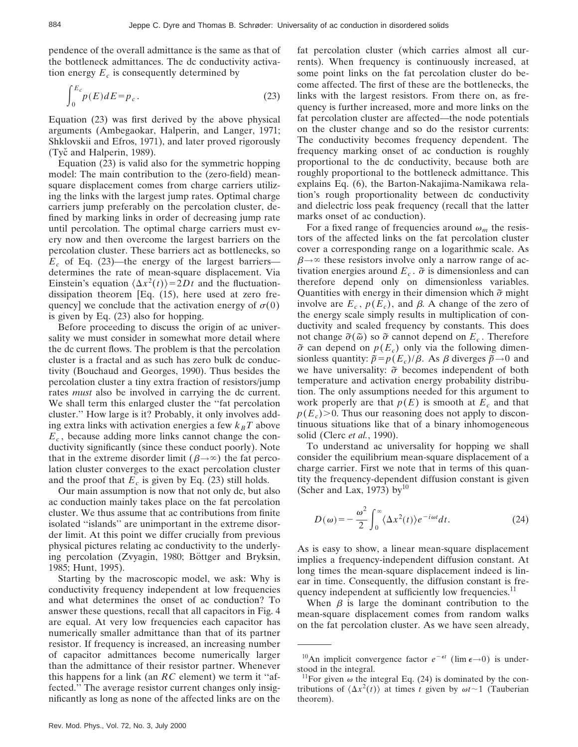pendence of the overall admittance is the same as that of the bottleneck admittances. The dc conductivity activation energy $E_c$ is consequently determined by

$$\int_0^{E_c} p(E)dE = p_c . \tag{23}$$

Equation (23) was first derived by the above physical arguments (Ambegaokar, Halperin, and Langer, 1971; Shklovskii and Efros, 1971), and later proved rigorously (Tyč and Halperin, 1989).

Equation (23) is valid also for the symmetric hopping model: The main contribution to the (zero-field) mean-square displacement comes from charge carriers utilizing the links with the largest jump rates. Optimal charge carriers jump preferably on the percolation cluster, defined by marking links in order of decreasing jump rate until percolation. The optimal charge carriers must every now and then overcome the largest barriers on the percolation cluster. These barriers act as bottlenecks, so $E_c$ of Eq. (23)—the energy of the largest barriers—determines the rate of mean-square displacement. Via Einstein's equation $\langle \Delta x^2(t) \rangle = 2Dt$ and the fluctuation-dissipation theorem [Eq. (15), here used at zero frequency] we conclude that the activation energy of $\sigma(0)$ is given by Eq. (23) also for hopping.

Before proceeding to discuss the origin of ac universality we must consider in somewhat more detail where the dc current flows. The problem is that the percolation cluster is a fractal and as such has zero bulk dc conductivity (Bouchaud and Georges, 1990). Thus besides the percolation cluster a tiny extra fraction of resistors/jump rates *must* also be involved in carrying the dc current. We shall term this enlarged cluster the "fat percolation cluster." How large is it? Probably, it only involves adding extra links with activation energies a few $k_BT$ above $E_c$, because adding more links cannot change the conductivity significantly (since these conduct poorly). Note that in the extreme disorder limit ($\beta \to \infty$) the fat percolation cluster converges to the exact percolation cluster and the proof that $E_c$ is given by Eq. (23) still holds.

Our main assumption is now that not only dc, but also ac conduction mainly takes place on the fat percolation cluster. We thus assume that ac contributions from finite isolated "islands" are unimportant in the extreme disorder limit. At this point we differ crucially from previous physical pictures relating ac conductivity to the underlying percolation (Zvyagin, 1980; Böttger and Bryksin, 1985; Hunt, 1995).

Starting by the macroscopic model, we ask: Why is conductivity frequency independent at low frequencies and what determines the onset of ac conduction? To answer these questions, recall that all capacitors in Fig. 4 are equal. At very low frequencies each capacitor has numerically smaller admittance than that of its partner resistor. If frequency is increased, an increasing number of capacitor admittances become numerically larger than the admittance of their resistor partner. Whenever this happens for a link (an $RC$ element) we term it "affected." The average resistor current changes only insignificantly as long as none of the affected links are on the fat percolation cluster (which carries almost all currents). When frequency is continuously increased, at some point links on the fat percolation cluster do become affected. The first of these are the bottlenecks, the links with the largest resistors. From there on, as frequency is further increased, more and more links on the fat percolation cluster are affected—the node potentials on the cluster change and so do the resistor currents: The conductivity becomes frequency dependent. The frequency marking onset of ac conduction is roughly proportional to the dc conductivity, because both are roughly proportional to the bottleneck admittance. This explains Eq. (6), the Barton-Nakajima-Namikawa relation's rough proportionality between dc conductivity and dielectric loss peak frequency (recall that the latter marks onset of ac conduction).

For a fixed range of frequencies around $\omega_m$ the resistors of the affected links on the fat percolation cluster cover a corresponding range on a logarithmic scale. As $\beta \to \infty$ these resistors involve only a narrow range of activation energies around $E_c$. $\tilde{\sigma}$ is dimensionless and can therefore depend only on dimensionless variables. Quantities with energy in their dimension which $\tilde{\sigma}$ might involve are $E_c$, $p(E_c)$, and $\beta$. A change of the zero of the energy scale simply results in multiplication of conductivity and scaled frequency by constants. This does not change $\tilde{\sigma}(\tilde{\omega})$ so $\tilde{\sigma}$ cannot depend on $E_c$. Therefore $\tilde{\sigma}$ can depend on $p(E_c)$ only via the following dimensionless quantity: $\tilde{p} = p(E_c)/\beta$. As $\beta$ diverges $\tilde{p} \to 0$ and we have universality: $\tilde{\sigma}$ becomes independent of both temperature and activation energy probability distribution. The only assumptions needed for this argument to work properly are that $p(E)$ is smooth at $E_c$ and that $p(E_c) > 0$. Thus our reasoning does not apply to discontinuous situations like that of a binary inhomogeneous solid (Clerc *et al.*, 1990).

To understand ac universality for hopping we shall consider the equilibrium mean-square displacement of a charge carrier. First we note that in terms of this quantity the frequency-dependent diffusion constant is given (Scher and Lax, 1973) by[10]

$$D(\omega) = -\frac{\omega^2}{2} \int_0^\infty \langle \Delta x^2(t) \rangle e^{-i\omega t} dt. \tag{24}$$

As is easy to show, a linear mean-square displacement implies a frequency-independent diffusion constant. At long times the mean-square displacement indeed is linear in time. Consequently, the diffusion constant is frequency independent at sufficiently low frequencies.[11]

When $\beta$ is large the dominant contribution to the mean-square displacement comes from random walks on the fat percolation cluster. As we have seen already,

---

[10] An implicit convergence factor $e^{-\epsilon t}$ ($\lim \epsilon \to 0$) is understood in the integral.

[11] For given $\omega$ the integral Eq. (24) is dominated by the contributions of $\langle \Delta x^2(t) \rangle$ at times $t$ given by $\omega t \sim 1$ (Tauberian theorem).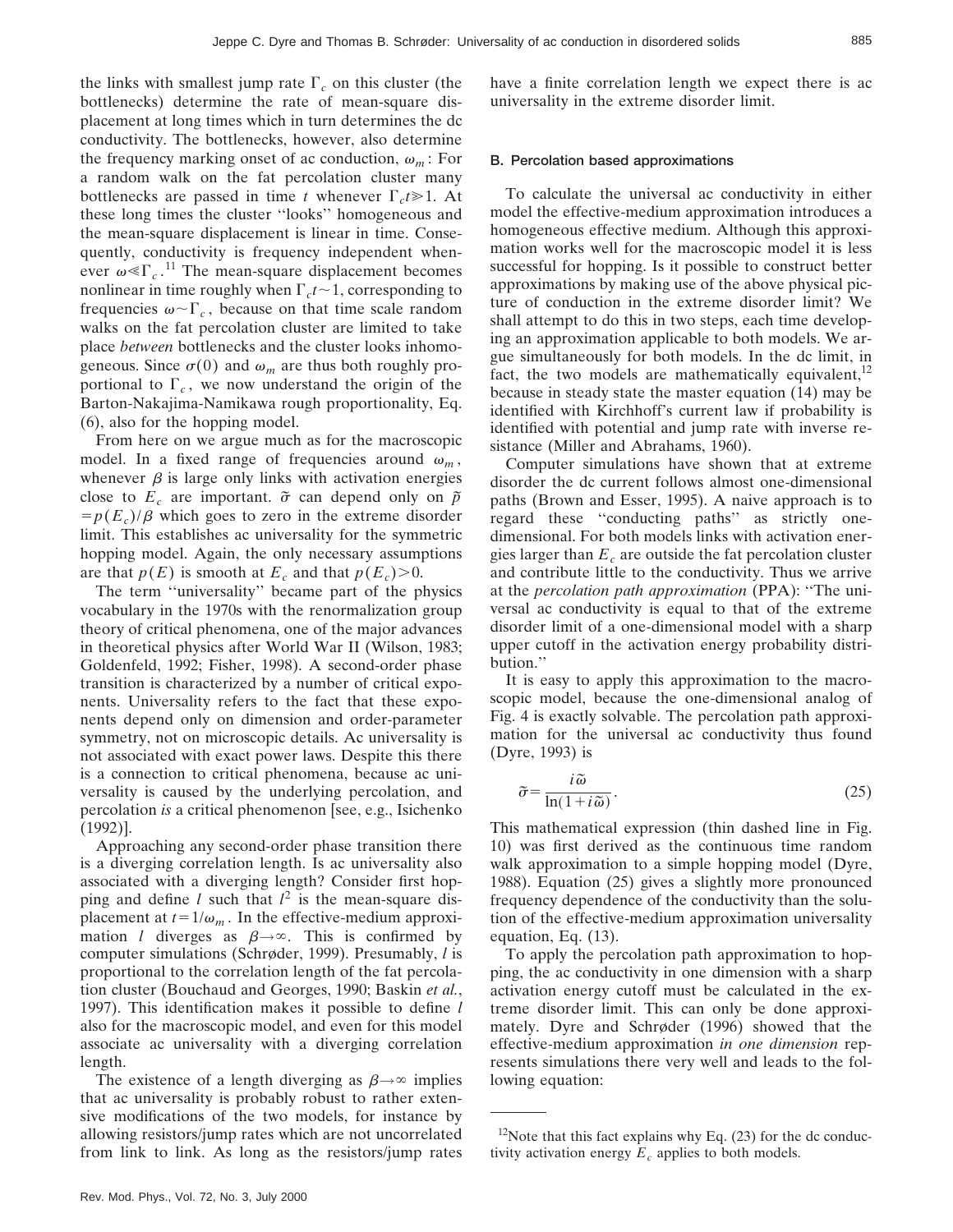the links with smallest jump rate $\Gamma_c$ on this cluster (the bottlenecks) determine the rate of mean-square displacement at long times which in turn determines the dc conductivity. The bottlenecks, however, also determine the frequency marking onset of ac conduction, $\omega_m$: For a random walk on the fat percolation cluster many bottlenecks are passed in time $t$ whenever $\Gamma_c t \gg 1$. At these long times the cluster "looks" homogeneous and the mean-square displacement is linear in time. Consequently, conductivity is frequency independent whenever $\omega \ll \Gamma_c$.[11] The mean-square displacement becomes nonlinear in time roughly when $\Gamma_c t \sim 1$, corresponding to frequencies $\omega \sim \Gamma_c$, because on that time scale random walks on the fat percolation cluster are limited to take place *between* bottlenecks and the cluster looks inhomogeneous. Since $\sigma(0)$ and $\omega_m$ are thus both roughly proportional to $\Gamma_c$, we now understand the origin of the Barton-Nakajima-Namikawa rough proportionality, Eq. (6), also for the hopping model.

From here on we argue much as for the macroscopic model. In a fixed range of frequencies around $\omega_m$, whenever $\beta$ is large only links with activation energies close to $E_c$ are important. $\tilde{\sigma}$ can depend only on $\tilde{p} = p(E_c)/\beta$ which goes to zero in the extreme disorder limit. This establishes ac universality for the symmetric hopping model. Again, the only necessary assumptions are that $p(E)$ is smooth at $E_c$ and that $p(E_c) > 0$.

The term "universality" became part of the physics vocabulary in the 1970s with the renormalization group theory of critical phenomena, one of the major advances in theoretical physics after World War II (Wilson, 1983; Goldenfeld, 1992; Fisher, 1998). A second-order phase transition is characterized by a number of critical exponents. Universality refers to the fact that these exponents depend only on dimension and order-parameter symmetry, not on microscopic details. Ac universality is not associated with exact power laws. Despite this there is a connection to critical phenomena, because ac universality is caused by the underlying percolation, and percolation *is* a critical phenomenon [see, e.g., Isichenko (1992)].

Approaching any second-order phase transition there is a diverging correlation length. Is ac universality also associated with a diverging length? Consider first hopping and define $l$ such that $l^2$ is the mean-square displacement at $t = 1/\omega_m$. In the effective-medium approximation $l$ diverges as $\beta \to \infty$. This is confirmed by computer simulations (Schrøder, 1999). Presumably, $l$ is proportional to the correlation length of the fat percolation cluster (Bouchaud and Georges, 1990; Baskin *et al.*, 1997). This identification makes it possible to define $l$ also for the macroscopic model, and even for this model associate ac universality with a diverging correlation length.

The existence of a length diverging as $\beta \to \infty$ implies that ac universality is probably robust to rather extensive modifications of the two models, for instance by allowing resistors/jump rates which are not uncorrelated from link to link. As long as the resistors/jump rates have a finite correlation length we expect there is ac universality in the extreme disorder limit.

### B. Percolation based approximations

To calculate the universal ac conductivity in either model the effective-medium approximation introduces a homogeneous effective medium. Although this approximation works well for the macroscopic model it is less successful for hopping. Is it possible to construct better approximations by making use of the above physical picture of conduction in the extreme disorder limit? We shall attempt to do this in two steps, each time developing an approximation applicable to both models. We argue simultaneously for both models. In the dc limit, in fact, the two models are mathematically equivalent,[12] because in steady state the master equation (14) may be identified with Kirchhoff's current law if probability is identified with potential and jump rate with inverse resistance (Miller and Abrahams, 1960).

Computer simulations have shown that at extreme disorder the dc current follows almost one-dimensional paths (Brown and Esser, 1995). A naive approach is to regard these "conducting paths" as strictly one-dimensional. For both models links with activation energies larger than $E_c$ are outside the fat percolation cluster and contribute little to the conductivity. Thus we arrive at the *percolation path approximation* (PPA): "The universal ac conductivity is equal to that of the extreme disorder limit of a one-dimensional model with a sharp upper cutoff in the activation energy probability distribution."

It is easy to apply this approximation to the macroscopic model, because the one-dimensional analog of Fig. 4 is exactly solvable. The percolation path approximation for the universal ac conductivity thus found (Dyre, 1993) is

$$\tilde{\sigma} = \frac{i\tilde{\omega}}{\ln(1 + i\tilde{\omega})}. \tag{25}$$

This mathematical expression (thin dashed line in Fig. 10) was first derived as the continuous time random walk approximation to a simple hopping model (Dyre, 1988). Equation (25) gives a slightly more pronounced frequency dependence of the conductivity than the solution of the effective-medium approximation universality equation, Eq. (13).

To apply the percolation path approximation to hopping, the ac conductivity in one dimension with a sharp activation energy cutoff must be calculated in the extreme disorder limit. This can only be done approximately. Dyre and Schrøder (1996) showed that the effective-medium approximation *in one dimension* represents simulations there very well and leads to the following equation:

---

[12] Note that this fact explains why Eq. (23) for the dc conductivity activation energy $E_c$ applies to both models.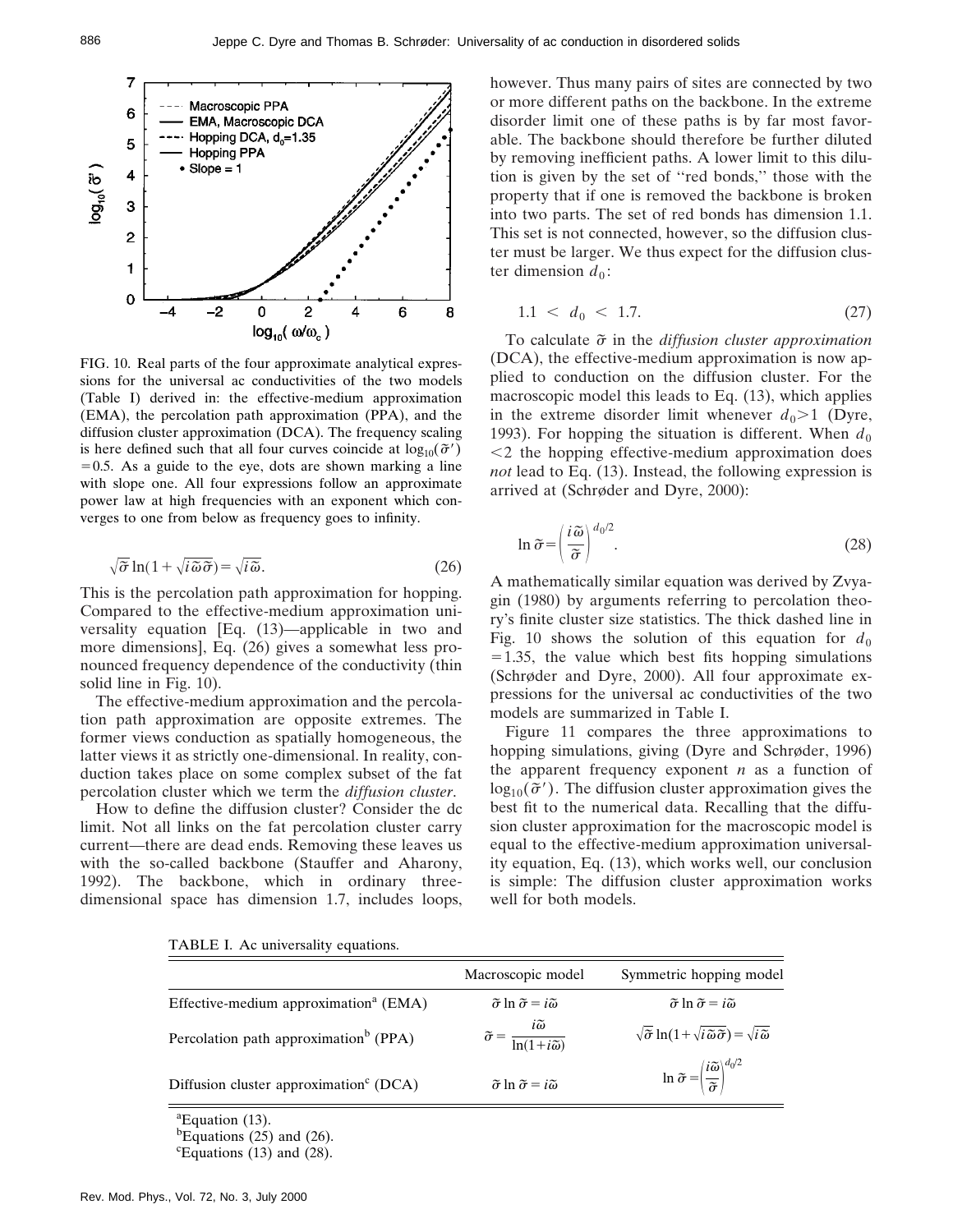FIG. 10. Real parts of the four approximate analytical expressions for the universal ac conductivities of the two models (Table I) derived in: the effective-medium approximation (EMA), the percolation path approximation (PPA), and the diffusion cluster approximation (DCA). The frequency scaling is here defined such that all four curves coincide at $\log_{10}(\tilde{\sigma}')=0.5$. As a guide to the eye, dots are shown marking a line with slope one. All four expressions follow an approximate power law at high frequencies with an exponent which converges to one from below as frequency goes to infinity.

$$\sqrt{\tilde{\sigma}}\ln(1+\sqrt{i\tilde{\omega}\tilde{\sigma}})=\sqrt{i\tilde{\omega}}. \tag{26}$$

This is the percolation path approximation for hopping. Compared to the effective-medium approximation universality equation [Eq. (13)—applicable in two and more dimensions], Eq. (26) gives a somewhat less pronounced frequency dependence of the conductivity (thin solid line in Fig. 10).

The effective-medium approximation and the percolation path approximation are opposite extremes. The former views conduction as spatially homogeneous, the latter views it as strictly one-dimensional. In reality, conduction takes place on some complex subset of the fat percolation cluster which we term the *diffusion cluster*.

How to define the diffusion cluster? Consider the dc limit. Not all links on the fat percolation cluster carry current—there are dead ends. Removing these leaves us with the so-called backbone (Stauffer and Aharony, 1992). The backbone, which in ordinary three-dimensional space has dimension 1.7, includes loops, however. Thus many pairs of sites are connected by two or more different paths on the backbone. In the extreme disorder limit one of these paths is by far most favorable. The backbone should therefore be further diluted by removing inefficient paths. A lower limit to this dilution is given by the set of "red bonds," those with the property that if one is removed the backbone is broken into two parts. The set of red bonds has dimension 1.1. This set is not connected, however, so the diffusion cluster must be larger. We thus expect for the diffusion cluster dimension $d_0$:

$$1.1 < d_0 < 1.7. \tag{27}$$

To calculate $\tilde{\sigma}$ in the *diffusion cluster approximation* (DCA), the effective-medium approximation is now applied to conduction on the diffusion cluster. For the macroscopic model this leads to Eq. (13), which applies in the extreme disorder limit whenever $d_0>1$ (Dyre, 1993). For hopping the situation is different. When $d_0<2$ the hopping effective-medium approximation does *not* lead to Eq. (13). Instead, the following expression is arrived at (Schrøder and Dyre, 2000):

$$\ln\tilde{\sigma}=\left(\frac{i\tilde{\omega}}{\tilde{\sigma}}\right)^{d_0/2}. \tag{28}$$

A mathematically similar equation was derived by Zvyagin (1980) by arguments referring to percolation theory's finite cluster size statistics. The thick dashed line in Fig. 10 shows the solution of this equation for $d_0=1.35$, the value which best fits hopping simulations (Schrøder and Dyre, 2000). All four approximate expressions for the universal ac conductivities of the two models are summarized in Table I.

Figure 11 compares the three approximations to hopping simulations, giving (Dyre and Schrøder, 1996) the apparent frequency exponent $n$ as a function of $\log_{10}(\tilde{\sigma}')$. The diffusion cluster approximation gives the best fit to the numerical data. Recalling that the diffusion cluster approximation for the macroscopic model is equal to the effective-medium approximation universality equation, Eq. (13), which works well, our conclusion is simple: The diffusion cluster approximation works well for both models.

TABLE I. Ac universality equations.

| | Macroscopic model | Symmetric hopping model |
|---|---|---|
| Effective-medium approximation[a] (EMA) | $\tilde{\sigma}\ln\tilde{\sigma}=i\tilde{\omega}$ | $\tilde{\sigma}\ln\tilde{\sigma}=i\tilde{\omega}$ |
| Percolation path approximation[b] (PPA) | $\tilde{\sigma}=\dfrac{i\tilde{\omega}}{\ln(1+i\tilde{\omega})}$ | $\sqrt{\tilde{\sigma}}\ln(1+\sqrt{i\tilde{\omega}\tilde{\sigma}})=\sqrt{i\tilde{\omega}}$ |
| Diffusion cluster approximation[c] (DCA) | $\tilde{\sigma}\ln\tilde{\sigma}=i\tilde{\omega}$ | $\ln\tilde{\sigma}=\left(\dfrac{i\tilde{\omega}}{\tilde{\sigma}}\right)^{d_0/2}$ |

[a]Equation (13).
[b]Equations (25) and (26).
[c]Equations (13) and (28).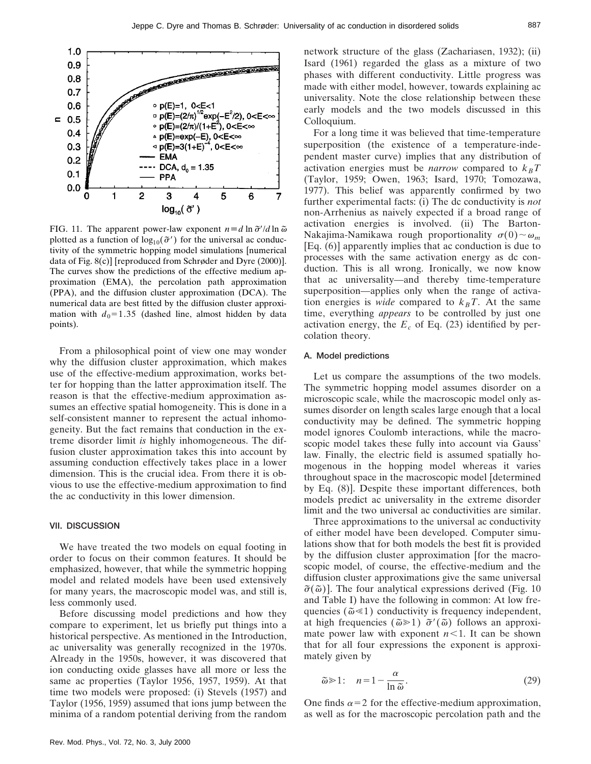FIG. 11. The apparent power-law exponent $n \equiv d \ln \tilde{\sigma}' / d \ln \tilde{\omega}$ plotted as a function of $\log_{10}(\tilde{\sigma}')$ for the universal ac conductivity of the symmetric hopping model simulations [numerical data of Fig. 8(c)] [reproduced from Schrøder and Dyre (2000)]. The curves show the predictions of the effective medium approximation (EMA), the percolation path approximation (PPA), and the diffusion cluster approximation (DCA). The numerical data are best fitted by the diffusion cluster approximation with $d_0 = 1.35$ (dashed line, almost hidden by data points).

From a philosophical point of view one may wonder why the diffusion cluster approximation, which makes use of the effective-medium approximation, works better for hopping than the latter approximation itself. The reason is that the effective-medium approximation assumes an effective spatial homogeneity. This is done in a self-consistent manner to represent the actual inhomogeneity. But the fact remains that conduction in the extreme disorder limit *is* highly inhomogeneous. The diffusion cluster approximation takes this into account by assuming conduction effectively takes place in a lower dimension. This is the crucial idea. From there it is obvious to use the effective-medium approximation to find the ac conductivity in this lower dimension.

## VII. DISCUSSION

We have treated the two models on equal footing in order to focus on their common features. It should be emphasized, however, that while the symmetric hopping model and related models have been used extensively for many years, the macroscopic model was, and still is, less commonly used.

Before discussing model predictions and how they compare to experiment, let us briefly put things into a historical perspective. As mentioned in the Introduction, ac universality was generally recognized in the 1970s. Already in the 1950s, however, it was discovered that ion conducting oxide glasses have all more or less the same ac properties (Taylor 1956, 1957, 1959). At that time two models were proposed: (i) Stevels (1957) and Taylor (1956, 1959) assumed that ions jump between the minima of a random potential deriving from the random network structure of the glass (Zachariasen, 1932); (ii) Isard (1961) regarded the glass as a mixture of two phases with different conductivity. Little progress was made with either model, however, towards explaining ac universality. Note the close relationship between these early models and the two models discussed in this Colloquium.

For a long time it was believed that time-temperature superposition (the existence of a temperature-independent master curve) implies that any distribution of activation energies must be *narrow* compared to $k_B T$ (Taylor, 1959; Owen, 1963; Isard, 1970; Tomozawa, 1977). This belief was apparently confirmed by two further experimental facts: (i) The dc conductivity is *not* non-Arrhenius as naively expected if a broad range of activation energies is involved. (ii) The Barton-Nakajima-Namikawa rough proportionality $\sigma(0) \sim \omega_m$ [Eq. (6)] apparently implies that ac conduction is due to processes with the same activation energy as dc conduction. This is all wrong. Ironically, we now know that ac universality—and thereby time-temperature superposition—applies only when the range of activation energies is *wide* compared to $k_B T$. At the same time, everything *appears* to be controlled by just one activation energy, the $E_c$ of Eq. (23) identified by percolation theory.

### A. Model predictions

Let us compare the assumptions of the two models. The symmetric hopping model assumes disorder on a microscopic scale, while the macroscopic model only assumes disorder on length scales large enough that a local conductivity may be defined. The symmetric hopping model ignores Coulomb interactions, while the macroscopic model takes these fully into account via Gauss' law. Finally, the electric field is assumed spatially homogenous in the hopping model whereas it varies throughout space in the macroscopic model [determined by Eq. (8)]. Despite these important differences, both models predict ac universality in the extreme disorder limit and the two universal ac conductivities are similar.

Three approximations to the universal ac conductivity of either model have been developed. Computer simulations show that for both models the best fit is provided by the diffusion cluster approximation [for the macroscopic model, of course, the effective-medium and the diffusion cluster approximations give the same universal $\tilde{\sigma}(\tilde{\omega})$]. The four analytical expressions derived (Fig. 10 and Table I) have the following in common: At low frequencies ($\tilde{\omega} \ll 1$) conductivity is frequency independent, at high frequencies ($\tilde{\omega} \gg 1$) $\tilde{\sigma}'(\tilde{\omega})$ follows an approximate power law with exponent $n<1$. It can be shown that for all four expressions the exponent is approximately given by

$$\tilde{\omega} \gg 1: \quad n = 1 - \frac{\alpha}{\ln \tilde{\omega}}. \tag{29}$$

One finds $\alpha = 2$ for the effective-medium approximation, as well as for the macroscopic percolation path and the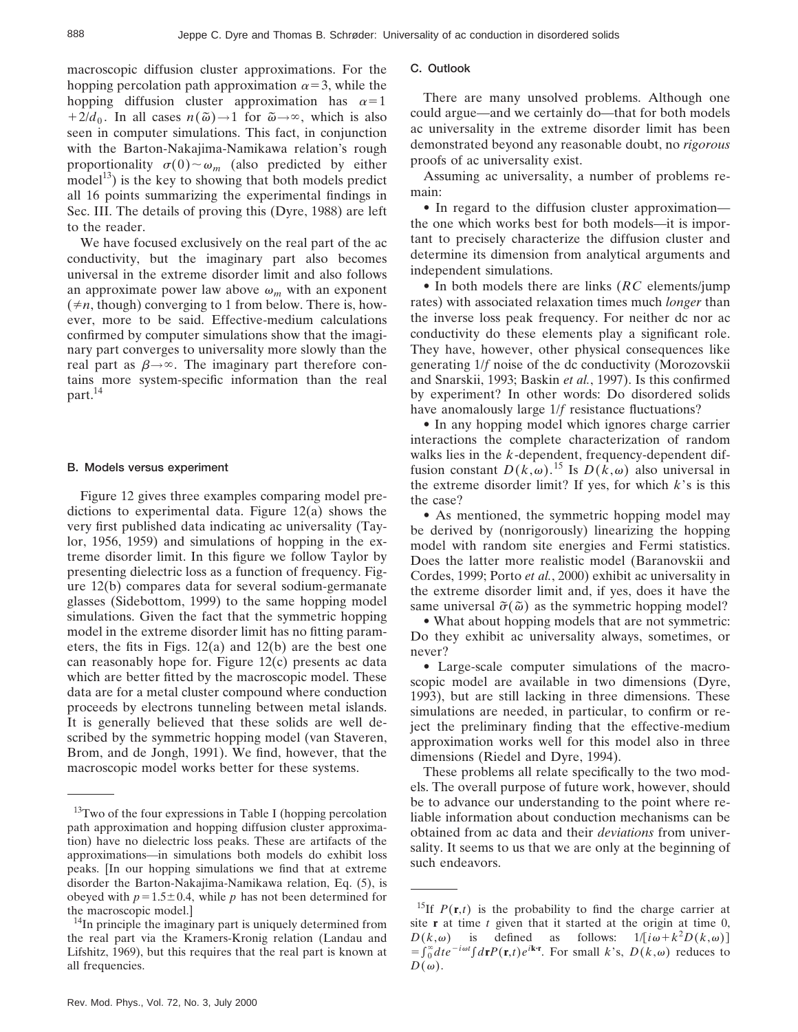macroscopic diffusion cluster approximations. For the hopping percolation path approximation $\alpha=3$, while the hopping diffusion cluster approximation has $\alpha=1+2/d_0$. In all cases $n(\tilde{\omega})\to 1$ for $\tilde{\omega}\to\infty$, which is also seen in computer simulations. This fact, in conjunction with the Barton-Nakajima-Namikawa relation's rough proportionality $\sigma(0)\sim\omega_m$ (also predicted by either model[13]) is the key to showing that both models predict all 16 points summarizing the experimental findings in Sec. III. The details of proving this (Dyre, 1988) are left to the reader.

We have focused exclusively on the real part of the ac conductivity, but the imaginary part also becomes universal in the extreme disorder limit and also follows an approximate power law above $\omega_m$ with an exponent ($\neq n$, though) converging to 1 from below. There is, however, more to be said. Effective-medium calculations confirmed by computer simulations show that the imaginary part converges to universality more slowly than the real part as $\beta\to\infty$. The imaginary part therefore contains more system-specific information than the real part.[14]

### B. Models versus experiment

Figure 12 gives three examples comparing model predictions to experimental data. Figure 12(a) shows the very first published data indicating ac universality (Taylor, 1956, 1959) and simulations of hopping in the extreme disorder limit. In this figure we follow Taylor by presenting dielectric loss as a function of frequency. Figure 12(b) compares data for several sodium-germanate glasses (Sidebottom, 1999) to the same hopping model simulations. Given the fact that the symmetric hopping model in the extreme disorder limit has no fitting parameters, the fits in Figs. 12(a) and 12(b) are the best one can reasonably hope for. Figure 12(c) presents ac data which are better fitted by the macroscopic model. These data are for a metal cluster compound where conduction proceeds by electrons tunneling between metal islands. It is generally believed that these solids are well described by the symmetric hopping model (van Staveren, Brom, and de Jongh, 1991). We find, however, that the macroscopic model works better for these systems.

### C. Outlook

There are many unsolved problems. Although one could argue—and we certainly do—that for both models ac universality in the extreme disorder limit has been demonstrated beyond any reasonable doubt, no *rigorous* proofs of ac universality exist.

Assuming ac universality, a number of problems remain:

- In regard to the diffusion cluster approximation—the one which works best for both models—it is important to precisely characterize the diffusion cluster and determine its dimension from analytical arguments and independent simulations.
- In both models there are links ($RC$ elements/jump rates) with associated relaxation times much *longer* than the inverse loss peak frequency. For neither dc nor ac conductivity do these elements play a significant role. They have, however, other physical consequences like generating $1/f$ noise of the dc conductivity (Morozovskii and Snarskii, 1993; Baskin *et al.*, 1997). Is this confirmed by experiment? In other words: Do disordered solids have anomalously large $1/f$ resistance fluctuations?
- In any hopping model which ignores charge carrier interactions the complete characterization of random walks lies in the $k$-dependent, frequency-dependent diffusion constant $D(k,\omega)$.[15] Is $D(k,\omega)$ also universal in the extreme disorder limit? If yes, for which $k$'s is this the case?
- As mentioned, the symmetric hopping model may be derived by (nonrigorously) linearizing the hopping model with random site energies and Fermi statistics. Does the latter more realistic model (Baranovskii and Cordes, 1999; Porto *et al.*, 2000) exhibit ac universality in the extreme disorder limit and, if yes, does it have the same universal $\tilde{\sigma}(\tilde{\omega})$ as the symmetric hopping model?
- What about hopping models that are not symmetric: Do they exhibit ac universality always, sometimes, or never?
- Large-scale computer simulations of the macroscopic model are available in two dimensions (Dyre, 1993), but are still lacking in three dimensions. These simulations are needed, in particular, to confirm or reject the preliminary finding that the effective-medium approximation works well for this model also in three dimensions (Riedel and Dyre, 1994).

These problems all relate specifically to the two models. The overall purpose of future work, however, should be to advance our understanding to the point where reliable information about conduction mechanisms can be obtained from ac data and their *deviations* from universality. It seems to us that we are only at the beginning of such endeavors.

---

[13]Two of the four expressions in Table I (hopping percolation path approximation and hopping diffusion cluster approximation) have no dielectric loss peaks. These are artifacts of the approximations—in simulations both models do exhibit loss peaks. [In our hopping simulations we find that at extreme disorder the Barton-Nakajima-Namikawa relation, Eq. (5), is obeyed with $p=1.5\pm 0.4$, while $p$ has not been determined for the macroscopic model.]

[14]In principle the imaginary part is uniquely determined from the real part via the Kramers-Kronig relation (Landau and Lifshitz, 1969), but this requires that the real part is known at all frequencies.

[15]If $P(\mathbf{r},t)$ is the probability to find the charge carrier at site $\mathbf{r}$ at time $t$ given that it started at the origin at time 0, $D(k,\omega)$ is defined as follows: $1/[i\omega+k^2D(k,\omega)] = \int_0^\infty dt e^{-i\omega t}\int d\mathbf{r}P(\mathbf{r},t)e^{i\mathbf{k}\cdot\mathbf{r}}$. For small $k$'s, $D(k,\omega)$ reduces to $D(\omega)$.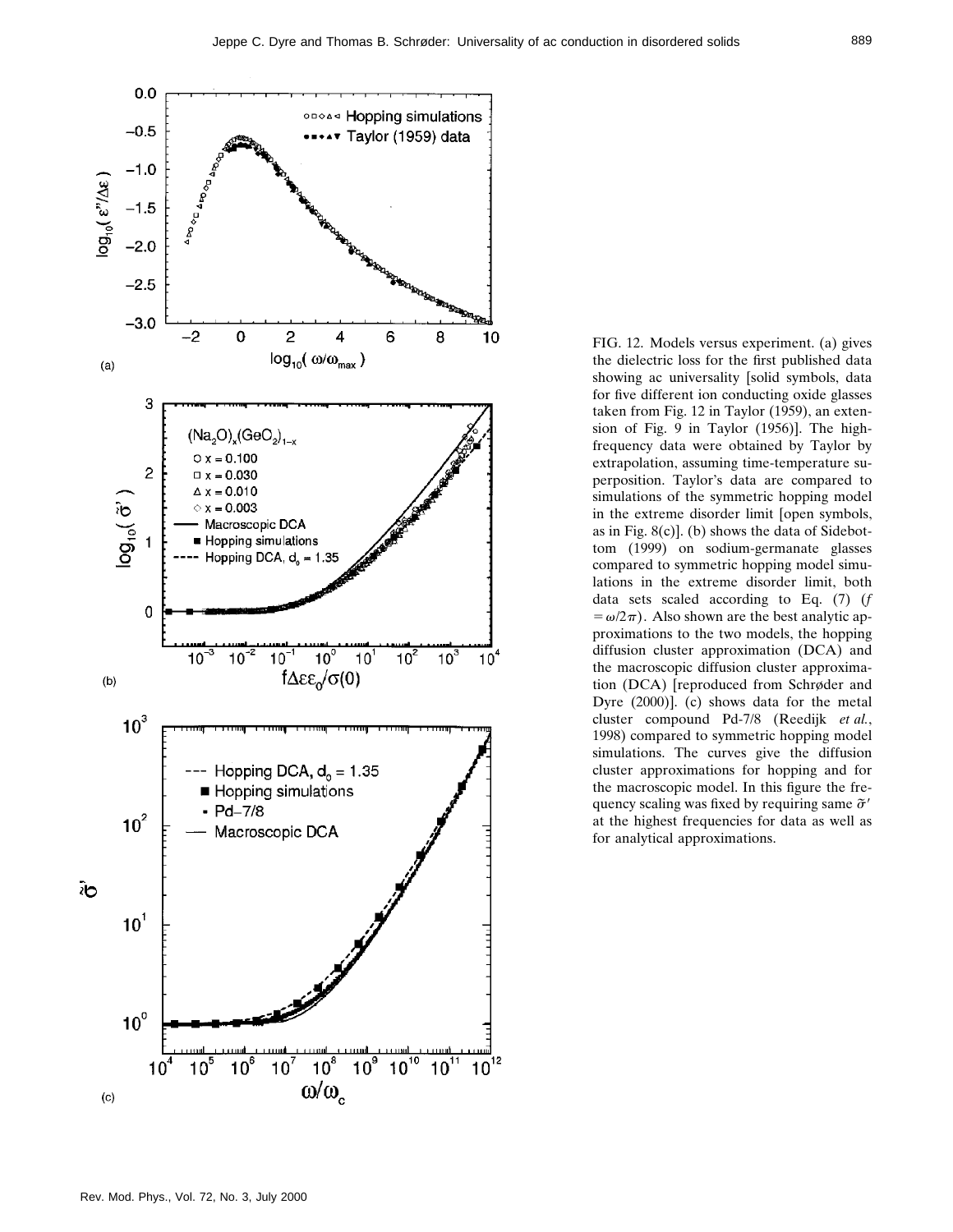FIG. 12. Models versus experiment. (a) gives the dielectric loss for the first published data showing ac universality [solid symbols, data for five different ion conducting oxide glasses taken from Fig. 12 in Taylor (1959), an extension of Fig. 9 in Taylor (1956)]. The high-frequency data were obtained by Taylor by extrapolation, assuming time-temperature superposition. Taylor's data are compared to simulations of the symmetric hopping model in the extreme disorder limit [open symbols, as in Fig. 8(c)]. (b) shows the data of Sidebottom (1999) on sodium-germanate glasses compared to symmetric hopping model simulations in the extreme disorder limit, both data sets scaled according to Eq. (7) ($f = \omega/2\pi$). Also shown are the best analytic approximations to the two models, the hopping diffusion cluster approximation (DCA) and the macroscopic diffusion cluster approximation (DCA) [reproduced from Schrøder and Dyre (2000)]. (c) shows data for the metal cluster compound Pd-7/8 (Reedijk *et al.*, 1998) compared to symmetric hopping model simulations. The curves give the diffusion cluster approximations for hopping and for the macroscopic model. In this figure the frequency scaling was fixed by requiring same $\tilde{\sigma}'$ at the highest frequencies for data as well as for analytical approximations.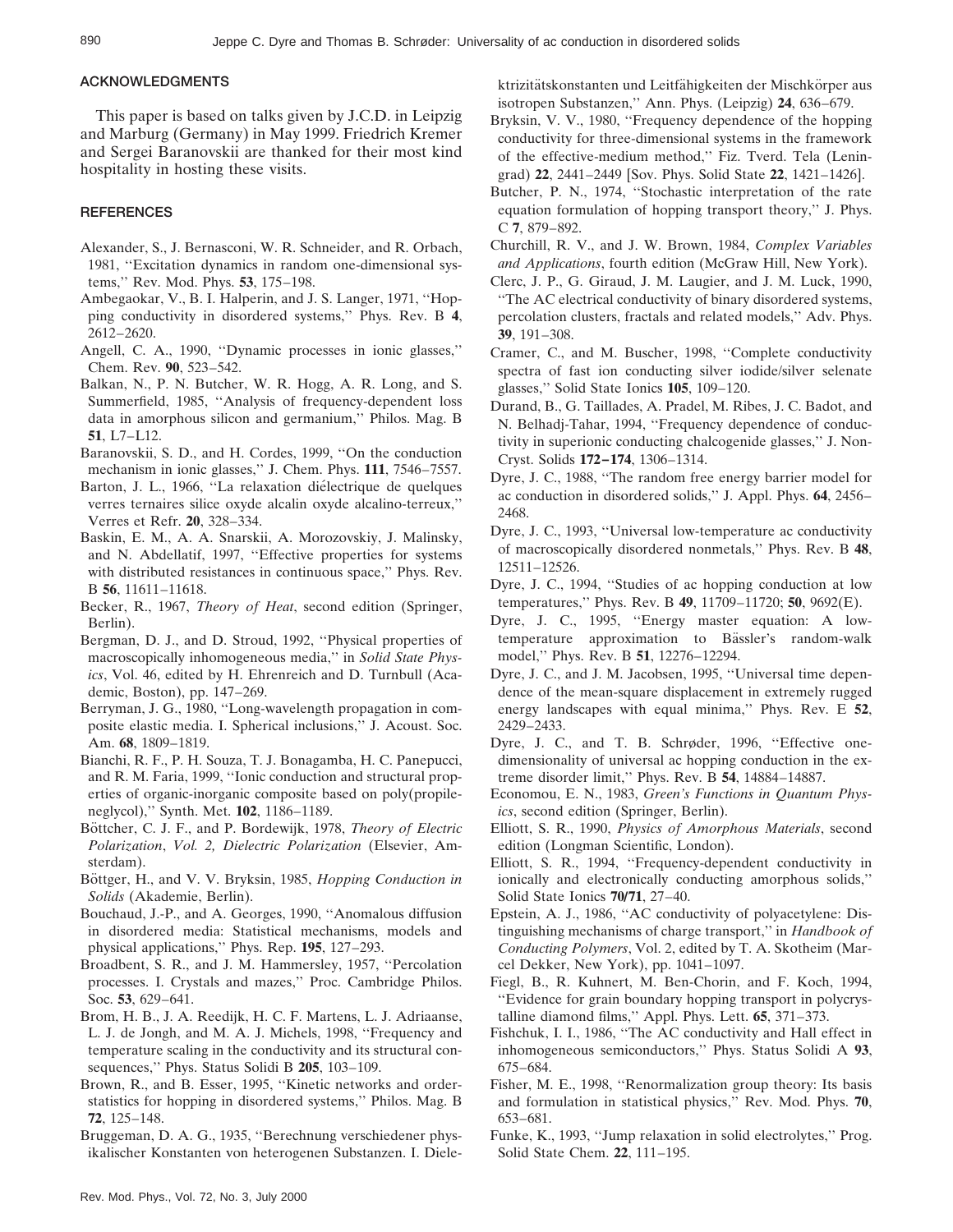## ACKNOWLEDGMENTS

This paper is based on talks given by J.C.D. in Leipzig and Marburg (Germany) in May 1999. Friedrich Kremer and Sergei Baranovskii are thanked for their most kind hospitality in hosting these visits.

## REFERENCES

Alexander, S., J. Bernasconi, W. R. Schneider, and R. Orbach, 1981, "Excitation dynamics in random one-dimensional systems," Rev. Mod. Phys. **53**, 175–198.

Ambegaokar, V., B. I. Halperin, and J. S. Langer, 1971, "Hopping conductivity in disordered systems," Phys. Rev. B **4**, 2612–2620.

Angell, C. A., 1990, "Dynamic processes in ionic glasses," Chem. Rev. **90**, 523–542.

Balkan, N., P. N. Butcher, W. R. Hogg, A. R. Long, and S. Summerfield, 1985, "Analysis of frequency-dependent loss data in amorphous silicon and germanium," Philos. Mag. B **51**, L7–L12.

Baranovskii, S. D., and H. Cordes, 1999, "On the conduction mechanism in ionic glasses," J. Chem. Phys. **111**, 7546–7557.

Barton, J. L., 1966, "La relaxation diélectrique de quelques verres ternaires silice oxyde alcalin oxyde alcalino-terreux," Verres et Refr. **20**, 328–334.

Baskin, E. M., A. A. Snarskii, A. Morozovskiy, J. Malinsky, and N. Abdellatif, 1997, "Effective properties for systems with distributed resistances in continuous space," Phys. Rev. B **56**, 11611–11618.

Becker, R., 1967, *Theory of Heat*, second edition (Springer, Berlin).

Bergman, D. J., and D. Stroud, 1992, "Physical properties of macroscopically inhomogeneous media," in *Solid State Physics*, Vol. 46, edited by H. Ehrenreich and D. Turnbull (Academic, Boston), pp. 147–269.

Berryman, J. G., 1980, "Long-wavelength propagation in composite elastic media. I. Spherical inclusions," J. Acoust. Soc. Am. **68**, 1809–1819.

Bianchi, R. F., P. H. Souza, T. J. Bonagamba, H. C. Panepucci, and R. M. Faria, 1999, "Ionic conduction and structural properties of organic-inorganic composite based on poly(propileneglycol)," Synth. Met. **102**, 1186–1189.

Böttcher, C. J. F., and P. Bordewijk, 1978, *Theory of Electric Polarization*, *Vol. 2, Dielectric Polarization* (Elsevier, Amsterdam).

Böttger, H., and V. V. Bryksin, 1985, *Hopping Conduction in Solids* (Akademie, Berlin).

Bouchaud, J.-P., and A. Georges, 1990, "Anomalous diffusion in disordered media: Statistical mechanisms, models and physical applications," Phys. Rep. **195**, 127–293.

Broadbent, S. R., and J. M. Hammersley, 1957, "Percolation processes. I. Crystals and mazes," Proc. Cambridge Philos. Soc. **53**, 629–641.

Brom, H. B., J. A. Reedijk, H. C. F. Martens, L. J. Adriaanse, L. J. de Jongh, and M. A. J. Michels, 1998, "Frequency and temperature scaling in the conductivity and its structural consequences," Phys. Status Solidi B **205**, 103–109.

Brown, R., and B. Esser, 1995, "Kinetic networks and order-statistics for hopping in disordered systems," Philos. Mag. B **72**, 125–148.

Bruggeman, D. A. G., 1935, "Berechnung verschiedener physikalischer Konstanten von heterogenen Substanzen. I. Dielektrizitätskonstanten und Leitfähigkeiten der Mischkörper aus isotropen Substanzen," Ann. Phys. (Leipzig) **24**, 636–679.

Bryksin, V. V., 1980, "Frequency dependence of the hopping conductivity for three-dimensional systems in the framework of the effective-medium method," Fiz. Tverd. Tela (Leningrad) **22**, 2441–2449 [Sov. Phys. Solid State **22**, 1421–1426].

Butcher, P. N., 1974, "Stochastic interpretation of the rate equation formulation of hopping transport theory," J. Phys. C **7**, 879–892.

Churchill, R. V., and J. W. Brown, 1984, *Complex Variables and Applications*, fourth edition (McGraw Hill, New York).

Clerc, J. P., G. Giraud, J. M. Laugier, and J. M. Luck, 1990, "The AC electrical conductivity of binary disordered systems, percolation clusters, fractals and related models," Adv. Phys. **39**, 191–308.

Cramer, C., and M. Buscher, 1998, "Complete conductivity spectra of fast ion conducting silver iodide/silver selenate glasses," Solid State Ionics **105**, 109–120.

Durand, B., G. Taillades, A. Pradel, M. Ribes, J. C. Badot, and N. Belhadj-Tahar, 1994, "Frequency dependence of conductivity in superionic conducting chalcogenide glasses," J. Non-Cryst. Solids **172–174**, 1306–1314.

Dyre, J. C., 1988, "The random free energy barrier model for ac conduction in disordered solids," J. Appl. Phys. **64**, 2456–2468.

Dyre, J. C., 1993, "Universal low-temperature ac conductivity of macroscopically disordered nonmetals," Phys. Rev. B **48**, 12511–12526.

Dyre, J. C., 1994, "Studies of ac hopping conduction at low temperatures," Phys. Rev. B **49**, 11709–11720; **50**, 9692(E).

Dyre, J. C., 1995, "Energy master equation: A low-temperature approximation to Bässler's random-walk model," Phys. Rev. B **51**, 12276–12294.

Dyre, J. C., and J. M. Jacobsen, 1995, "Universal time dependence of the mean-square displacement in extremely rugged energy landscapes with equal minima," Phys. Rev. E **52**, 2429–2433.

Dyre, J. C., and T. B. Schrøder, 1996, "Effective one-dimensionality of universal ac hopping conduction in the extreme disorder limit," Phys. Rev. B **54**, 14884–14887.

Economou, E. N., 1983, *Green's Functions in Quantum Physics*, second edition (Springer, Berlin).

Elliott, S. R., 1990, *Physics of Amorphous Materials*, second edition (Longman Scientific, London).

Elliott, S. R., 1994, "Frequency-dependent conductivity in ionically and electronically conducting amorphous solids," Solid State Ionics **70/71**, 27–40.

Epstein, A. J., 1986, "AC conductivity of polyacetylene: Distinguishing mechanisms of charge transport," in *Handbook of Conducting Polymers*, Vol. 2, edited by T. A. Skotheim (Marcel Dekker, New York), pp. 1041–1097.

Fiegl, B., R. Kuhnert, M. Ben-Chorin, and F. Koch, 1994, "Evidence for grain boundary hopping transport in polycrystalline diamond films," Appl. Phys. Lett. **65**, 371–373.

Fishchuk, I. I., 1986, "The AC conductivity and Hall effect in inhomogeneous semiconductors," Phys. Status Solidi A **93**, 675–684.

Fisher, M. E., 1998, "Renormalization group theory: Its basis and formulation in statistical physics," Rev. Mod. Phys. **70**, 653–681.

Funke, K., 1993, "Jump relaxation in solid electrolytes," Prog. Solid State Chem. **22**, 111–195.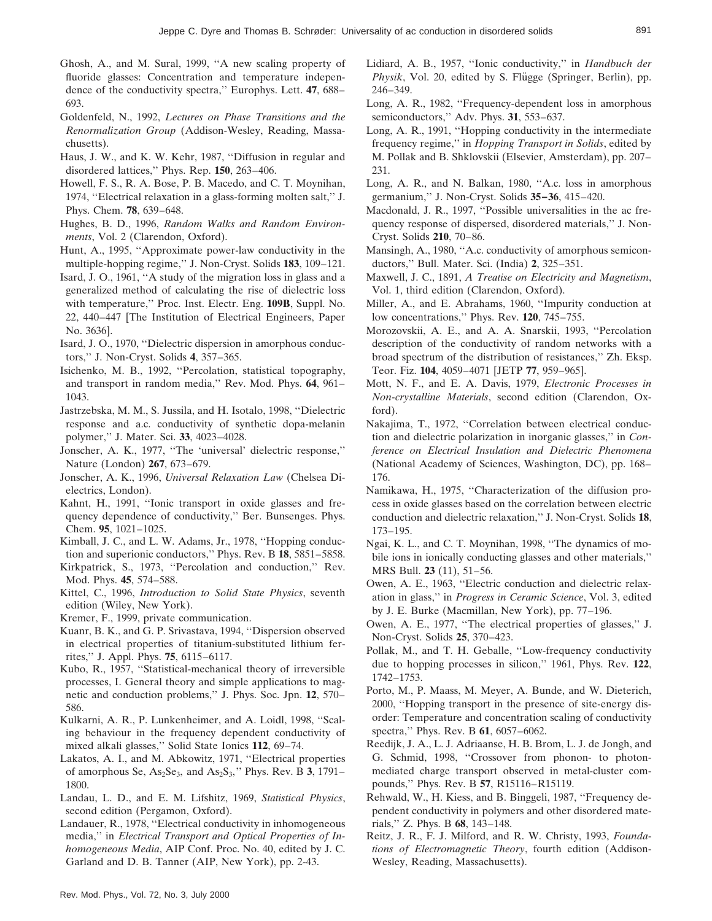Ghosh, A., and M. Sural, 1999, ''A new scaling property of fluoride glasses: Concentration and temperature independence of the conductivity spectra,'' Europhys. Lett. **47**, 688–693.

Goldenfeld, N., 1992, *Lectures on Phase Transitions and the Renormalization Group* (Addison-Wesley, Reading, Massachusetts).

Haus, J. W., and K. W. Kehr, 1987, ''Diffusion in regular and disordered lattices,'' Phys. Rep. **150**, 263–406.

Howell, F. S., R. A. Bose, P. B. Macedo, and C. T. Moynihan, 1974, ''Electrical relaxation in a glass-forming molten salt,'' J. Phys. Chem. **78**, 639–648.

Hughes, B. D., 1996, *Random Walks and Random Environments*, Vol. 2 (Clarendon, Oxford).

Hunt, A., 1995, ''Approximate power-law conductivity in the multiple-hopping regime,'' J. Non-Cryst. Solids **183**, 109–121.

Isard, J. O., 1961, ''A study of the migration loss in glass and a generalized method of calculating the rise of dielectric loss with temperature,'' Proc. Inst. Electr. Eng. **109B**, Suppl. No. 22, 440–447 [The Institution of Electrical Engineers, Paper No. 3636].

Isard, J. O., 1970, ''Dielectric dispersion in amorphous conductors,'' J. Non-Cryst. Solids **4**, 357–365.

Isichenko, M. B., 1992, ''Percolation, statistical topography, and transport in random media,'' Rev. Mod. Phys. **64**, 961–1043.

Jastrzebska, M. M., S. Jussila, and H. Isotalo, 1998, ''Dielectric response and a.c. conductivity of synthetic dopa-melanin polymer,'' J. Mater. Sci. **33**, 4023–4028.

Jonscher, A. K., 1977, ''The 'universal' dielectric response,'' Nature (London) **267**, 673–679.

Jonscher, A. K., 1996, *Universal Relaxation Law* (Chelsea Dielectrics, London).

Kahnt, H., 1991, ''Ionic transport in oxide glasses and frequency dependence of conductivity,'' Ber. Bunsenges. Phys. Chem. **95**, 1021–1025.

Kimball, J. C., and L. W. Adams, Jr., 1978, ''Hopping conduction and superionic conductors,'' Phys. Rev. B **18**, 5851–5858.

Kirkpatrick, S., 1973, ''Percolation and conduction,'' Rev. Mod. Phys. **45**, 574–588.

Kittel, C., 1996, *Introduction to Solid State Physics*, seventh edition (Wiley, New York).

Kremer, F., 1999, private communication.

Kuanr, B. K., and G. P. Srivastava, 1994, ''Dispersion observed in electrical properties of titanium-substituted lithium ferrites,'' J. Appl. Phys. **75**, 6115–6117.

Kubo, R., 1957, ''Statistical-mechanical theory of irreversible processes, I. General theory and simple applications to magnetic and conduction problems,'' J. Phys. Soc. Jpn. **12**, 570–586.

Kulkarni, A. R., P. Lunkenheimer, and A. Loidl, 1998, ''Scaling behaviour in the frequency dependent conductivity of mixed alkali glasses,'' Solid State Ionics **112**, 69–74.

Lakatos, A. I., and M. Abkowitz, 1971, ''Electrical properties of amorphous Se, $As_2Se_3$, and $As_2S_3$,'' Phys. Rev. B **3**, 1791–1800.

Landau, L. D., and E. M. Lifshitz, 1969, *Statistical Physics*, second edition (Pergamon, Oxford).

Landauer, R., 1978, ''Electrical conductivity in inhomogeneous media,'' in *Electrical Transport and Optical Properties of Inhomogeneous Media*, AIP Conf. Proc. No. 40, edited by J. C. Garland and D. B. Tanner (AIP, New York), pp. 2-43.

Lidiard, A. B., 1957, ''Ionic conductivity,'' in *Handbuch der Physik*, Vol. 20, edited by S. Flügge (Springer, Berlin), pp. 246–349.

Long, A. R., 1982, ''Frequency-dependent loss in amorphous semiconductors,'' Adv. Phys. **31**, 553–637.

Long, A. R., 1991, ''Hopping conductivity in the intermediate frequency regime,'' in *Hopping Transport in Solids*, edited by M. Pollak and B. Shklovskii (Elsevier, Amsterdam), pp. 207–231.

Long, A. R., and N. Balkan, 1980, ''A.c. loss in amorphous germanium,'' J. Non-Cryst. Solids **35–36**, 415–420.

Macdonald, J. R., 1997, ''Possible universalities in the ac frequency response of dispersed, disordered materials,'' J. Non-Cryst. Solids **210**, 70–86.

Mansingh, A., 1980, ''A.c. conductivity of amorphous semiconductors,'' Bull. Mater. Sci. (India) **2**, 325–351.

Maxwell, J. C., 1891, *A Treatise on Electricity and Magnetism*, Vol. 1, third edition (Clarendon, Oxford).

Miller, A., and E. Abrahams, 1960, ''Impurity conduction at low concentrations,'' Phys. Rev. **120**, 745–755.

Morozovskii, A. E., and A. A. Snarskii, 1993, ''Percolation description of the conductivity of random networks with a broad spectrum of the distribution of resistances,'' Zh. Eksp. Teor. Fiz. **104**, 4059–4071 [JETP **77**, 959–965].

Mott, N. F., and E. A. Davis, 1979, *Electronic Processes in Non-crystalline Materials*, second edition (Clarendon, Oxford).

Nakajima, T., 1972, ''Correlation between electrical conduction and dielectric polarization in inorganic glasses,'' in *Conference on Electrical Insulation and Dielectric Phenomena* (National Academy of Sciences, Washington, DC), pp. 168–176.

Namikawa, H., 1975, ''Characterization of the diffusion process in oxide glasses based on the correlation between electric conduction and dielectric relaxation,'' J. Non-Cryst. Solids **18**, 173–195.

Ngai, K. L., and C. T. Moynihan, 1998, ''The dynamics of mobile ions in ionically conducting glasses and other materials,'' MRS Bull. **23** (11), 51–56.

Owen, A. E., 1963, ''Electric conduction and dielectric relaxation in glass,'' in *Progress in Ceramic Science*, Vol. 3, edited by J. E. Burke (Macmillan, New York), pp. 77–196.

Owen, A. E., 1977, ''The electrical properties of glasses,'' J. Non-Cryst. Solids **25**, 370–423.

Pollak, M., and T. H. Geballe, ''Low-frequency conductivity due to hopping processes in silicon,'' 1961, Phys. Rev. **122**, 1742–1753.

Porto, M., P. Maass, M. Meyer, A. Bunde, and W. Dieterich, 2000, ''Hopping transport in the presence of site-energy disorder: Temperature and concentration scaling of conductivity spectra,'' Phys. Rev. B **61**, 6057–6062.

Reedijk, J. A., L. J. Adriaanse, H. B. Brom, L. J. de Jongh, and G. Schmid, 1998, ''Crossover from phonon- to photon-mediated charge transport observed in metal-cluster compounds,'' Phys. Rev. B **57**, R15116–R15119.

Rehwald, W., H. Kiess, and B. Binggeli, 1987, ''Frequency dependent conductivity in polymers and other disordered materials,'' Z. Phys. B **68**, 143–148.

Reitz, J. R., F. J. Milford, and R. W. Christy, 1993, *Foundations of Electromagnetic Theory*, fourth edition (Addison-Wesley, Reading, Massachusetts).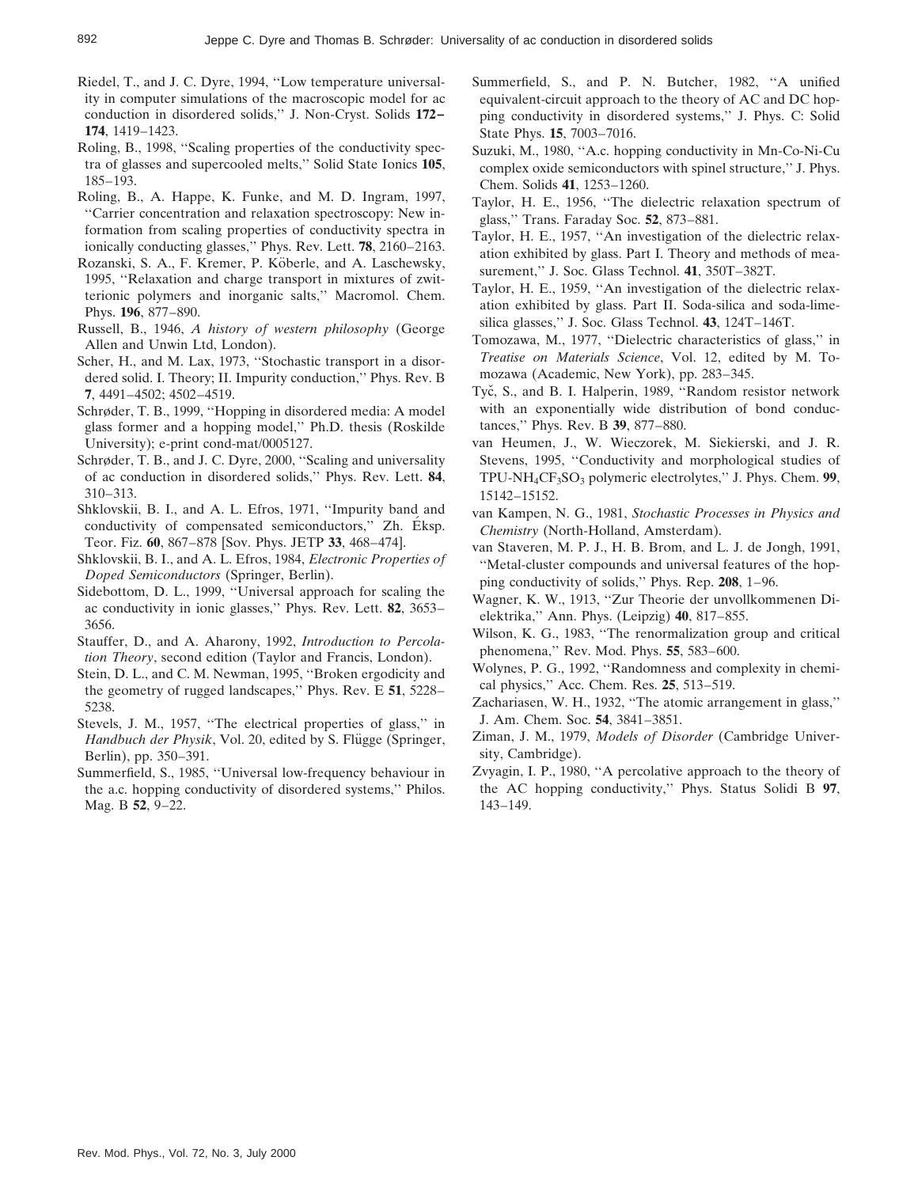Riedel, T., and J. C. Dyre, 1994, ''Low temperature universality in computer simulations of the macroscopic model for ac conduction in disordered solids,'' J. Non-Cryst. Solids **172–174**, 1419–1423.

Roling, B., 1998, ''Scaling properties of the conductivity spectra of glasses and supercooled melts,'' Solid State Ionics **105**, 185–193.

Roling, B., A. Happe, K. Funke, and M. D. Ingram, 1997, ''Carrier concentration and relaxation spectroscopy: New information from scaling properties of conductivity spectra in ionically conducting glasses,'' Phys. Rev. Lett. **78**, 2160–2163.

Rozanski, S. A., F. Kremer, P. Köberle, and A. Laschewsky, 1995, ''Relaxation and charge transport in mixtures of zwitterionic polymers and inorganic salts,'' Macromol. Chem. Phys. **196**, 877–890.

Russell, B., 1946, *A history of western philosophy* (George Allen and Unwin Ltd, London).

Scher, H., and M. Lax, 1973, ''Stochastic transport in a disordered solid. I. Theory; II. Impurity conduction,'' Phys. Rev. B **7**, 4491–4502; 4502–4519.

Schrøder, T. B., 1999, ''Hopping in disordered media: A model glass former and a hopping model,'' Ph.D. thesis (Roskilde University); e-print cond-mat/0005127.

Schrøder, T. B., and J. C. Dyre, 2000, ''Scaling and universality of ac conduction in disordered solids,'' Phys. Rev. Lett. **84**, 310–313.

Shklovskii, B. I., and A. L. Efros, 1971, ''Impurity band and conductivity of compensated semiconductors,'' Zh. Éksp. Teor. Fiz. **60**, 867–878 [Sov. Phys. JETP **33**, 468–474].

Shklovskii, B. I., and A. L. Efros, 1984, *Electronic Properties of Doped Semiconductors* (Springer, Berlin).

Sidebottom, D. L., 1999, ''Universal approach for scaling the ac conductivity in ionic glasses,'' Phys. Rev. Lett. **82**, 3653–3656.

Stauffer, D., and A. Aharony, 1992, *Introduction to Percolation Theory*, second edition (Taylor and Francis, London).

Stein, D. L., and C. M. Newman, 1995, ''Broken ergodicity and the geometry of rugged landscapes,'' Phys. Rev. E **51**, 5228–5238.

Stevels, J. M., 1957, ''The electrical properties of glass,'' in *Handbuch der Physik*, Vol. 20, edited by S. Flügge (Springer, Berlin), pp. 350–391.

Summerfield, S., 1985, ''Universal low-frequency behaviour in the a.c. hopping conductivity of disordered systems,'' Philos. Mag. B **52**, 9–22.

Summerfield, S., and P. N. Butcher, 1982, ''A unified equivalent-circuit approach to the theory of AC and DC hopping conductivity in disordered systems,'' J. Phys. C: Solid State Phys. **15**, 7003–7016.

Suzuki, M., 1980, ''A.c. hopping conductivity in Mn-Co-Ni-Cu complex oxide semiconductors with spinel structure,'' J. Phys. Chem. Solids **41**, 1253–1260.

Taylor, H. E., 1956, ''The dielectric relaxation spectrum of glass,'' Trans. Faraday Soc. **52**, 873–881.

Taylor, H. E., 1957, ''An investigation of the dielectric relaxation exhibited by glass. Part I. Theory and methods of measurement,'' J. Soc. Glass Technol. **41**, 350T–382T.

Taylor, H. E., 1959, ''An investigation of the dielectric relaxation exhibited by glass. Part II. Soda-silica and soda-lime-silica glasses,'' J. Soc. Glass Technol. **43**, 124T–146T.

Tomozawa, M., 1977, ''Dielectric characteristics of glass,'' in *Treatise on Materials Science*, Vol. 12, edited by M. Tomozawa (Academic, New York), pp. 283–345.

Tyč, S., and B. I. Halperin, 1989, ''Random resistor network with an exponentially wide distribution of bond conductances,'' Phys. Rev. B **39**, 877–880.

van Heumen, J., W. Wieczorek, M. Siekierski, and J. R. Stevens, 1995, ''Conductivity and morphological studies of TPU-$NH_4CF_3SO_3$ polymeric electrolytes,'' J. Phys. Chem. **99**, 15142–15152.

van Kampen, N. G., 1981, *Stochastic Processes in Physics and Chemistry* (North-Holland, Amsterdam).

van Staveren, M. P. J., H. B. Brom, and L. J. de Jongh, 1991, ''Metal-cluster compounds and universal features of the hopping conductivity of solids,'' Phys. Rep. **208**, 1–96.

Wagner, K. W., 1913, ''Zur Theorie der unvollkommenen Dielektrika,'' Ann. Phys. (Leipzig) **40**, 817–855.

Wilson, K. G., 1983, ''The renormalization group and critical phenomena,'' Rev. Mod. Phys. **55**, 583–600.

Wolynes, P. G., 1992, ''Randomness and complexity in chemical physics,'' Acc. Chem. Res. **25**, 513–519.

Zachariasen, W. H., 1932, ''The atomic arrangement in glass,'' J. Am. Chem. Soc. **54**, 3841–3851.

Ziman, J. M., 1979, *Models of Disorder* (Cambridge University, Cambridge).

Zvyagin, I. P., 1980, ''A percolative approach to the theory of the AC hopping conductivity,'' Phys. Status Solidi B **97**, 143–149.